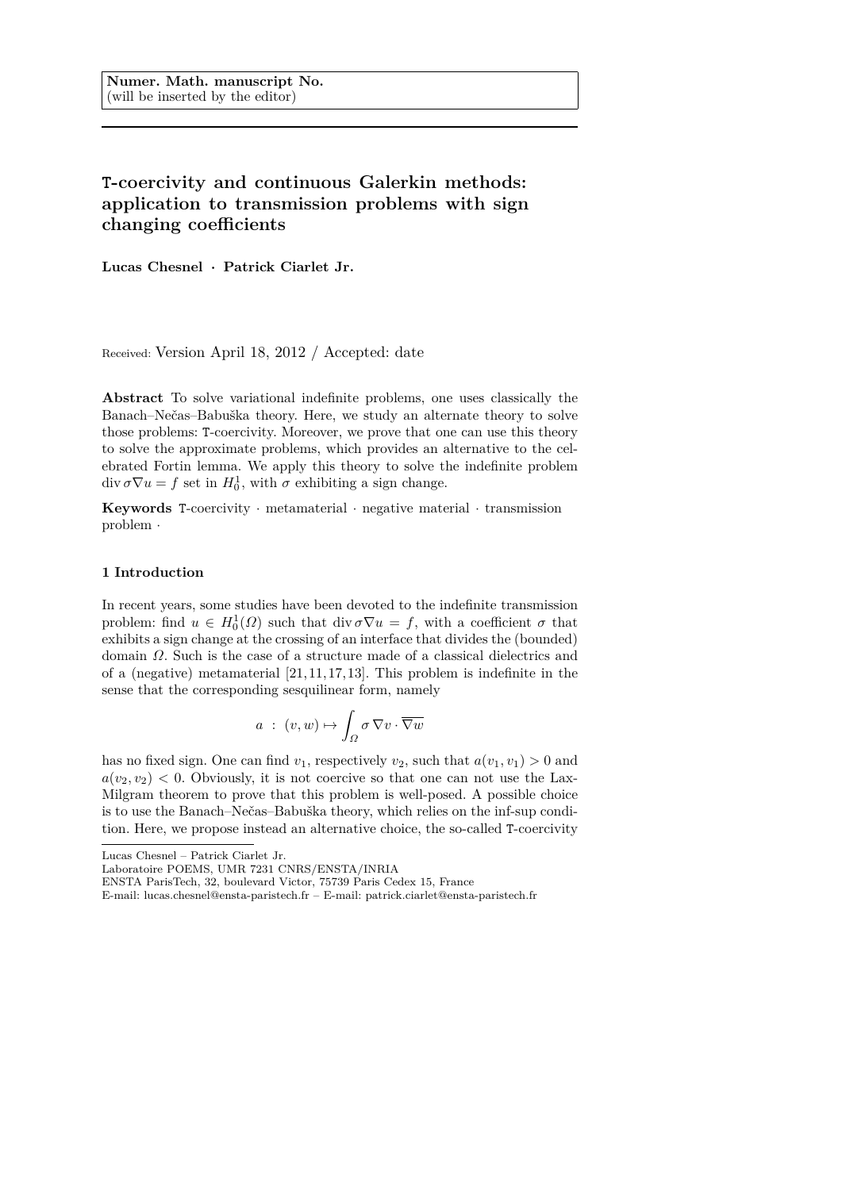Numer. Math. manuscript No.
(will be inserted by the editor)

# T-coercivity and continuous Galerkin methods: application to transmission problems with sign changing coefficients

**Lucas Chesnel · Patrick Ciarlet Jr.**

Received: Version April 18, 2012 / Accepted: date

**Abstract** To solve variational indefinite problems, one uses classically the Banach–Nečas–Babuška theory. Here, we study an alternate theory to solve those problems: T-coercivity. Moreover, we prove that one can use this theory to solve the approximate problems, which provides an alternative to the celebrated Fortin lemma. We apply this theory to solve the indefinite problem $\operatorname{div} \sigma \nabla u = f$ set in $H^1_0$, with $\sigma$ exhibiting a sign change.

**Keywords** T-coercivity · metamaterial · negative material · transmission problem ·

## 1 Introduction

In recent years, some studies have been devoted to the indefinite transmission problem: find $u \in H^1_0(\Omega)$ such that $\operatorname{div} \sigma \nabla u = f$, with a coefficient $\sigma$ that exhibits a sign change at the crossing of an interface that divides the (bounded) domain $\Omega$. Such is the case of a structure made of a classical dielectrics and of a (negative) metamaterial [21,11,17,13]. This problem is indefinite in the sense that the corresponding sesquilinear form, namely

$$a \;:\; (v, w) \mapsto \int_{\Omega} \sigma \, \nabla v \cdot \overline{\nabla w}$$

has no fixed sign. One can find $v_1$, respectively $v_2$, such that $a(v_1, v_1) > 0$ and $a(v_2, v_2) < 0$. Obviously, it is not coercive so that one can not use the Lax-Milgram theorem to prove that this problem is well-posed. A possible choice is to use the Banach–Nečas–Babuška theory, which relies on the inf-sup condition. Here, we propose instead an alternative choice, the so-called T-coercivity

Lucas Chesnel – Patrick Ciarlet Jr.
Laboratoire POEMS, UMR 7231 CNRS/ENSTA/INRIA
ENSTA ParisTech, 32, boulevard Victor, 75739 Paris Cedex 15, France
E-mail: lucas.chesnel@ensta-paristech.fr – E-mail: patrick.ciarlet@ensta-paristech.fr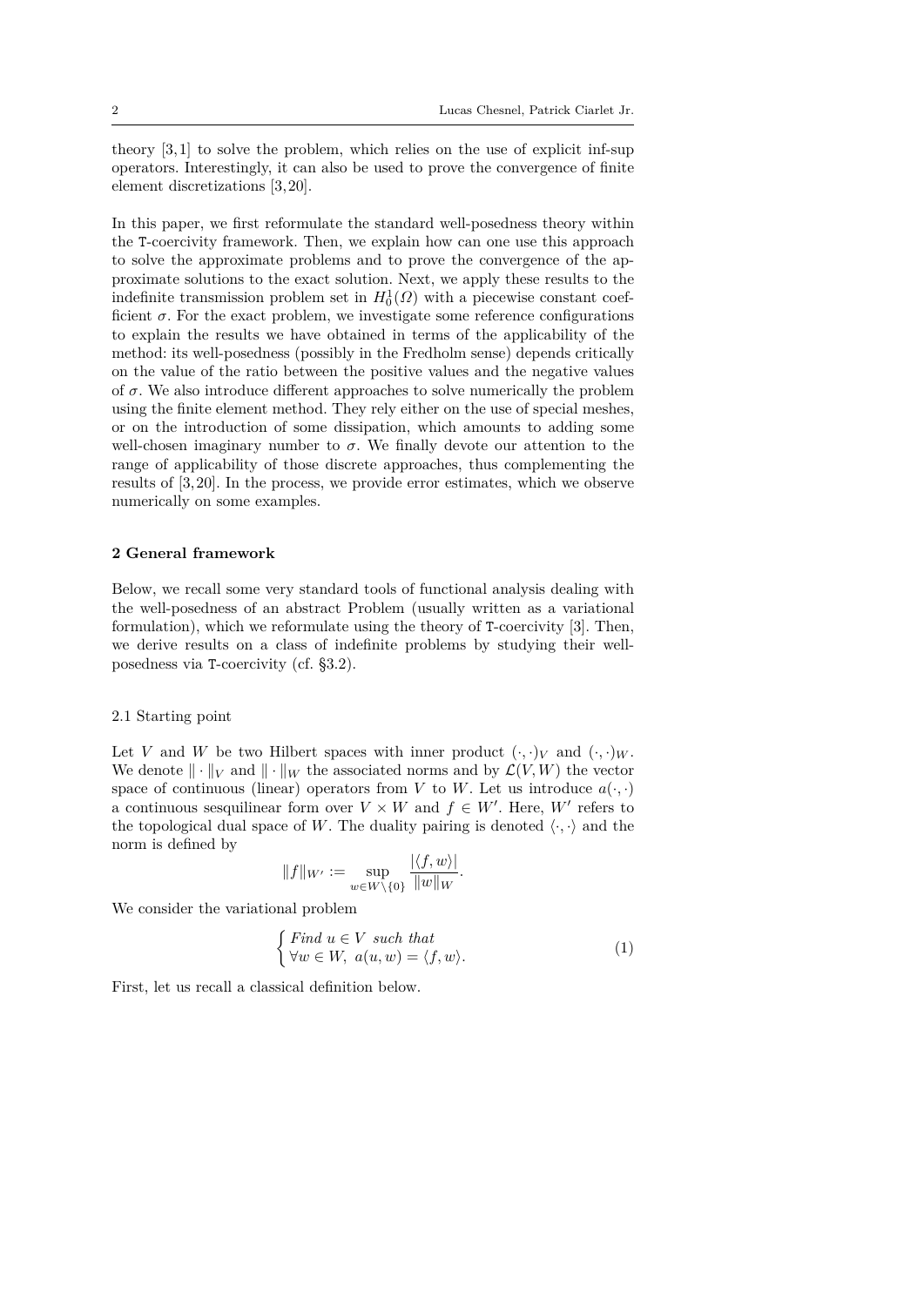theory [3,1] to solve the problem, which relies on the use of explicit inf-sup operators. Interestingly, it can also be used to prove the convergence of finite element discretizations [3,20].

In this paper, we first reformulate the standard well-posedness theory within the T-coercivity framework. Then, we explain how can one use this approach to solve the approximate problems and to prove the convergence of the approximate solutions to the exact solution. Next, we apply these results to the indefinite transmission problem set in $H^1_0(\Omega)$ with a piecewise constant coefficient $\sigma$. For the exact problem, we investigate some reference configurations to explain the results we have obtained in terms of the applicability of the method: its well-posedness (possibly in the Fredholm sense) depends critically on the value of the ratio between the positive values and the negative values of $\sigma$. We also introduce different approaches to solve numerically the problem using the finite element method. They rely either on the use of special meshes, or on the introduction of some dissipation, which amounts to adding some well-chosen imaginary number to $\sigma$. We finally devote our attention to the range of applicability of those discrete approaches, thus complementing the results of [3,20]. In the process, we provide error estimates, which we observe numerically on some examples.

## 2 General framework

Below, we recall some very standard tools of functional analysis dealing with the well-posedness of an abstract Problem (usually written as a variational formulation), which we reformulate using the theory of T-coercivity [3]. Then, we derive results on a class of indefinite problems by studying their well-posedness via T-coercivity (cf. §3.2).

### 2.1 Starting point

Let $V$ and $W$ be two Hilbert spaces with inner product $(\cdot,\cdot)_V$ and $(\cdot,\cdot)_W$. We denote $\|\cdot\|_V$ and $\|\cdot\|_W$ the associated norms and by $\mathcal{L}(V,W)$ the vector space of continuous (linear) operators from $V$ to $W$. Let us introduce $a(\cdot,\cdot)$ a continuous sesquilinear form over $V \times W$ and $f \in W'$. Here, $W'$ refers to the topological dual space of $W$. The duality pairing is denoted $\langle\cdot,\cdot\rangle$ and the norm is defined by

$$\|f\|_{W'} := \sup_{w\in W\setminus\{0\}} \frac{|\langle f, w\rangle|}{\|w\|_W}.$$

We consider the variational problem

$$\begin{cases} \textit{Find } u \in V \textit{ such that} \\ \forall w \in W,\ a(u,w) = \langle f, w\rangle. \end{cases} \tag{1}$$

First, let us recall a classical definition below.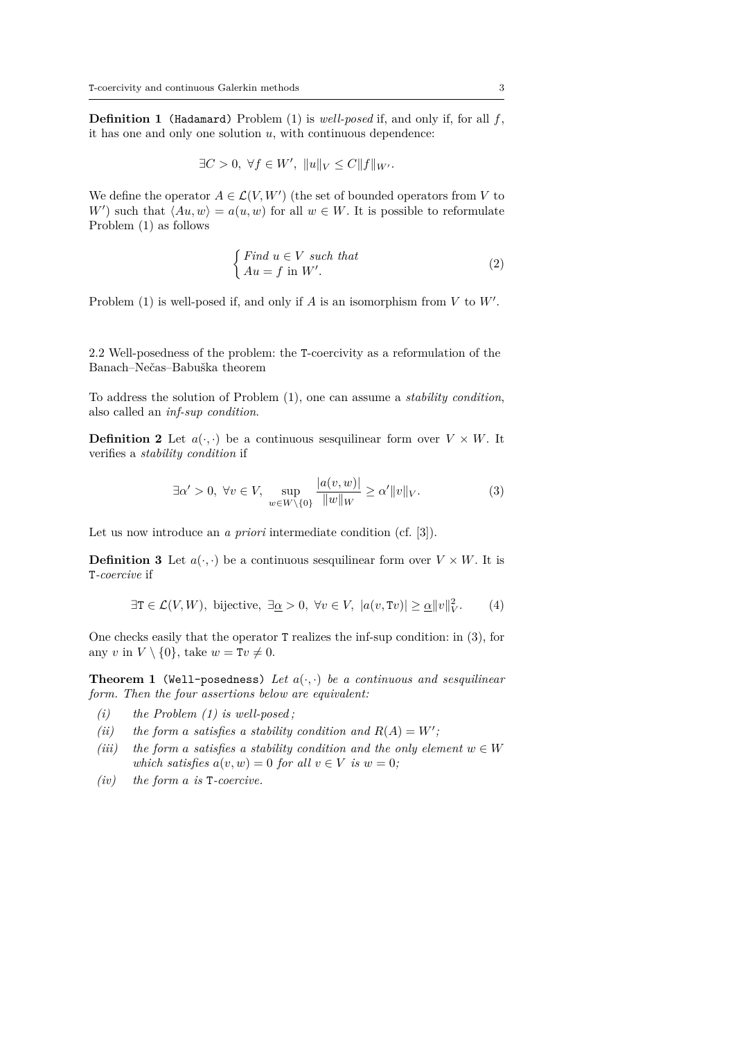**Definition 1** (Hadamard) Problem (1) is *well-posed* if, and only if, for all $f$, it has one and only one solution $u$, with continuous dependence:

$$\exists C > 0,\ \forall f \in W',\ \|u\|_V \le C\|f\|_{W'}.$$

We define the operator $A \in \mathcal{L}(V, W')$ (the set of bounded operators from $V$ to $W'$) such that $\langle Au, w\rangle = a(u, w)$ for all $w \in W$. It is possible to reformulate Problem (1) as follows

$$\begin{cases} \text{Find } u \in V \text{ such that} \\ Au = f \text{ in } W'. \end{cases} \tag{2}$$

Problem (1) is well-posed if, and only if $A$ is an isomorphism from $V$ to $W'$.

### 2.2 Well-posedness of the problem: the T-coercivity as a reformulation of the Banach–Nečas–Babuška theorem

To address the solution of Problem (1), one can assume a *stability condition*, also called an *inf-sup condition*.

**Definition 2** Let $a(\cdot,\cdot)$ be a continuous sesquilinear form over $V \times W$. It verifies a *stability condition* if

$$\exists \alpha' > 0,\ \forall v \in V,\ \sup_{w \in W\setminus\{0\}} \frac{|a(v, w)|}{\|w\|_W} \ge \alpha'\|v\|_V. \tag{3}$$

Let us now introduce an *a priori* intermediate condition (cf. [3]).

**Definition 3** Let $a(\cdot,\cdot)$ be a continuous sesquilinear form over $V \times W$. It is T*-coercive* if

$$\exists \mathtt{T} \in \mathcal{L}(V, W),\ \text{bijective},\ \exists \underline{\alpha} > 0,\ \forall v \in V,\ |a(v, \mathtt{T}v)| \ge \underline{\alpha}\|v\|_V^2. \tag{4}$$

One checks easily that the operator T realizes the inf-sup condition: in (3), for any $v$ in $V \setminus \{0\}$, take $w = \mathtt{T}v \neq 0$.

**Theorem 1** (Well-posedness) *Let $a(\cdot,\cdot)$ be a continuous and sesquilinear form. Then the four assertions below are equivalent:*

- *(i) the Problem (1) is well-posed;*
- *(ii) the form $a$ satisfies a stability condition and $R(A) = W'$;*
- *(iii) the form $a$ satisfies a stability condition and the only element $w \in W$ which satisfies $a(v, w) = 0$ for all $v \in V$ is $w = 0$;*
- *(iv) the form $a$ is* T*-coercive.*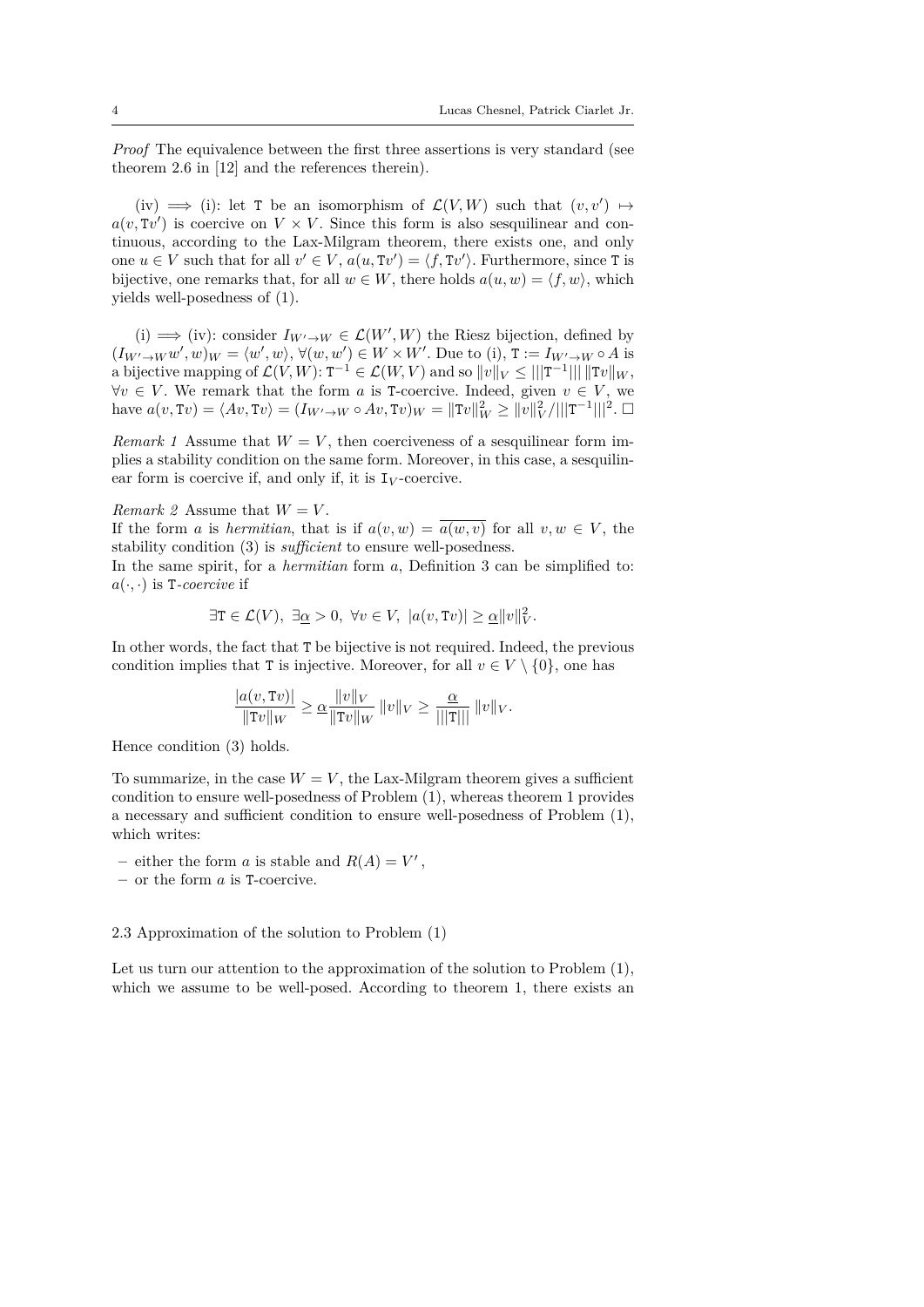*Proof* The equivalence between the first three assertions is very standard (see theorem 2.6 in [12] and the references therein).

(iv) $\Longrightarrow$ (i): let $\mathtt{T}$ be an isomorphism of $\mathcal{L}(V, W)$ such that $(v, v') \mapsto a(v, \mathtt{T}v')$ is coercive on $V \times V$. Since this form is also sesquilinear and continuous, according to the Lax-Milgram theorem, there exists one, and only one $u \in V$ such that for all $v' \in V$, $a(u, \mathtt{T}v') = \langle f, \mathtt{T}v' \rangle$. Furthermore, since $\mathtt{T}$ is bijective, one remarks that, for all $w \in W$, there holds $a(u, w) = \langle f, w \rangle$, which yields well-posedness of (1).

(i) $\Longrightarrow$ (iv): consider $I_{W' \to W} \in \mathcal{L}(W', W)$ the Riesz bijection, defined by $(I_{W' \to W} w', w)_W = \langle w', w \rangle$, $\forall (w, w') \in W \times W'$. Due to (i), $\mathtt{T} := I_{W' \to W} \circ A$ is a bijective mapping of $\mathcal{L}(V, W)$: $\mathtt{T}^{-1} \in \mathcal{L}(W, V)$ and so $\|v\|_V \leq |||\mathtt{T}^{-1}|||\, \|\mathtt{T}v\|_W$, $\forall v \in V$. We remark that the form $a$ is $\mathtt{T}$-coercive. Indeed, given $v \in V$, we have $a(v, \mathtt{T}v) = \langle Av, \mathtt{T}v \rangle = (I_{W' \to W} \circ Av, \mathtt{T}v)_W = \|\mathtt{T}v\|_W^2 \geq \|v\|_V^2 / |||\mathtt{T}^{-1}|||^2$. $\square$

*Remark 1* Assume that $W = V$, then coerciveness of a sesquilinear form implies a stability condition on the same form. Moreover, in this case, a sesquilinear form is coercive if, and only if, it is $\mathtt{I}_V$-coercive.

*Remark 2* Assume that $W = V$.
If the form $a$ is *hermitian*, that is if $a(v, w) = \overline{a(w, v)}$ for all $v, w \in V$, the stability condition (3) is *sufficient* to ensure well-posedness.
In the same spirit, for a *hermitian* form $a$, Definition 3 can be simplified to: $a(\cdot, \cdot)$ is $\mathtt{T}$-*coercive* if

$$\exists \mathtt{T} \in \mathcal{L}(V),\ \exists \underline{\alpha} > 0,\ \forall v \in V,\ |a(v, \mathtt{T}v)| \geq \underline{\alpha} \|v\|_V^2.$$

In other words, the fact that $\mathtt{T}$ be bijective is not required. Indeed, the previous condition implies that $\mathtt{T}$ is injective. Moreover, for all $v \in V \setminus \{0\}$, one has

$$\frac{|a(v, \mathtt{T}v)|}{\|\mathtt{T}v\|_W} \geq \underline{\alpha} \frac{\|v\|_V}{\|\mathtt{T}v\|_W} \|v\|_V \geq \frac{\underline{\alpha}}{|||\mathtt{T}|||} \|v\|_V.$$

Hence condition (3) holds.

To summarize, in the case $W = V$, the Lax-Milgram theorem gives a sufficient condition to ensure well-posedness of Problem (1), whereas theorem 1 provides a necessary and sufficient condition to ensure well-posedness of Problem (1), which writes:

- either the form $a$ is stable and $R(A) = V'$,
- or the form $a$ is $\mathtt{T}$-coercive.

### 2.3 Approximation of the solution to Problem (1)

Let us turn our attention to the approximation of the solution to Problem (1), which we assume to be well-posed. According to theorem 1, there exists an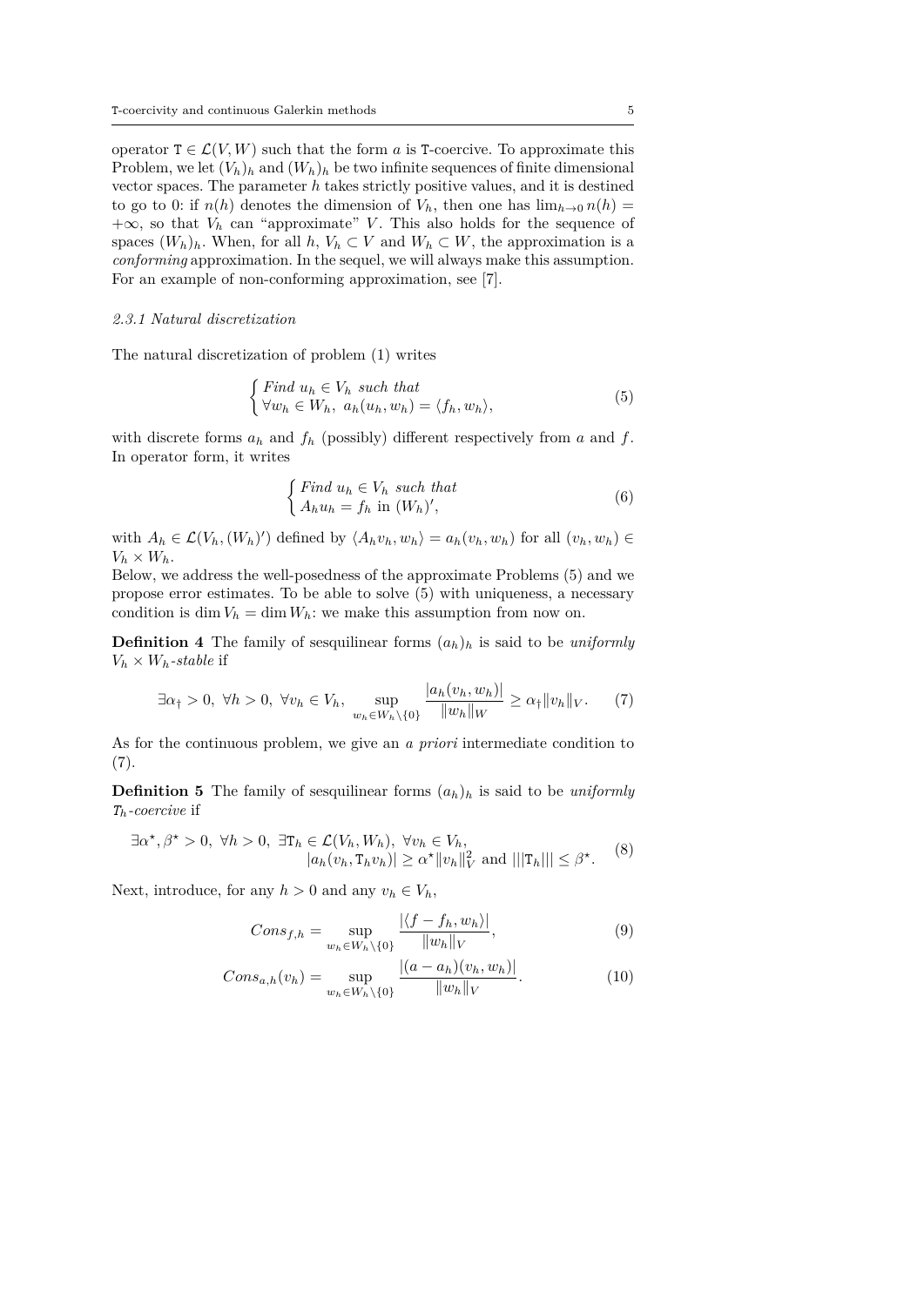operator $\mathtt{T} \in \mathcal{L}(V, W)$ such that the form $a$ is $\mathtt{T}$-coercive. To approximate this Problem, we let $(V_h)_h$ and $(W_h)_h$ be two infinite sequences of finite dimensional vector spaces. The parameter $h$ takes strictly positive values, and it is destined to go to 0: if $n(h)$ denotes the dimension of $V_h$, then one has $\lim_{h\to 0} n(h) = +\infty$, so that $V_h$ can "approximate" $V$. This also holds for the sequence of spaces $(W_h)_h$. When, for all $h$, $V_h \subset V$ and $W_h \subset W$, the approximation is a *conforming* approximation. In the sequel, we will always make this assumption. For an example of non-conforming approximation, see [7].

### 2.3.1 Natural discretization

The natural discretization of problem (1) writes

$$
\begin{cases} \textit{Find } u_h \in V_h \textit{ such that} \\ \forall w_h \in W_h,\ a_h(u_h, w_h) = \langle f_h, w_h \rangle, \end{cases} \tag{5}
$$

with discrete forms $a_h$ and $f_h$ (possibly) different respectively from $a$ and $f$. In operator form, it writes

$$
\begin{cases} \textit{Find } u_h \in V_h \textit{ such that} \\ A_h u_h = f_h \text{ in } (W_h)', \end{cases} \tag{6}
$$

with $A_h \in \mathcal{L}(V_h, (W_h)')$ defined by $\langle A_h v_h, w_h \rangle = a_h(v_h, w_h)$ for all $(v_h, w_h) \in V_h \times W_h$.
Below, we address the well-posedness of the approximate Problems (5) and we propose error estimates. To be able to solve (5) with uniqueness, a necessary condition is $\dim V_h = \dim W_h$: we make this assumption from now on.

**Definition 4** The family of sesquilinear forms $(a_h)_h$ is said to be *uniformly $V_h \times W_h$-stable* if

$$
\exists \alpha_\dagger > 0,\ \forall h > 0,\ \forall v_h \in V_h,\ \sup_{w_h \in W_h \setminus \{0\}} \frac{|a_h(v_h, w_h)|}{\|w_h\|_W} \geq \alpha_\dagger \|v_h\|_V. \tag{7}
$$

As for the continuous problem, we give an *a priori* intermediate condition to (7).

**Definition 5** The family of sesquilinear forms $(a_h)_h$ is said to be *uniformly $\mathtt{T}_h$-coercive* if

$$
\begin{aligned} \exists \alpha^\star, \beta^\star > 0,\ \forall h > 0,\ \exists \mathtt{T}_h \in \mathcal{L}(V_h, W_h),\ \forall v_h \in V_h, \\ |a_h(v_h, \mathtt{T}_h v_h)| \geq \alpha^\star \|v_h\|_V^2 \text{ and } |||\mathtt{T}_h||| \leq \beta^\star. \end{aligned} \tag{8}
$$

Next, introduce, for any $h > 0$ and any $v_h \in V_h$,

$$
Cons_{f,h} = \sup_{w_h \in W_h \setminus \{0\}} \frac{|\langle f - f_h, w_h \rangle|}{\|w_h\|_V}, \tag{9}
$$

$$
Cons_{a,h}(v_h) = \sup_{w_h \in W_h \setminus \{0\}} \frac{|(a - a_h)(v_h, w_h)|}{\|w_h\|_V}. \tag{10}
$$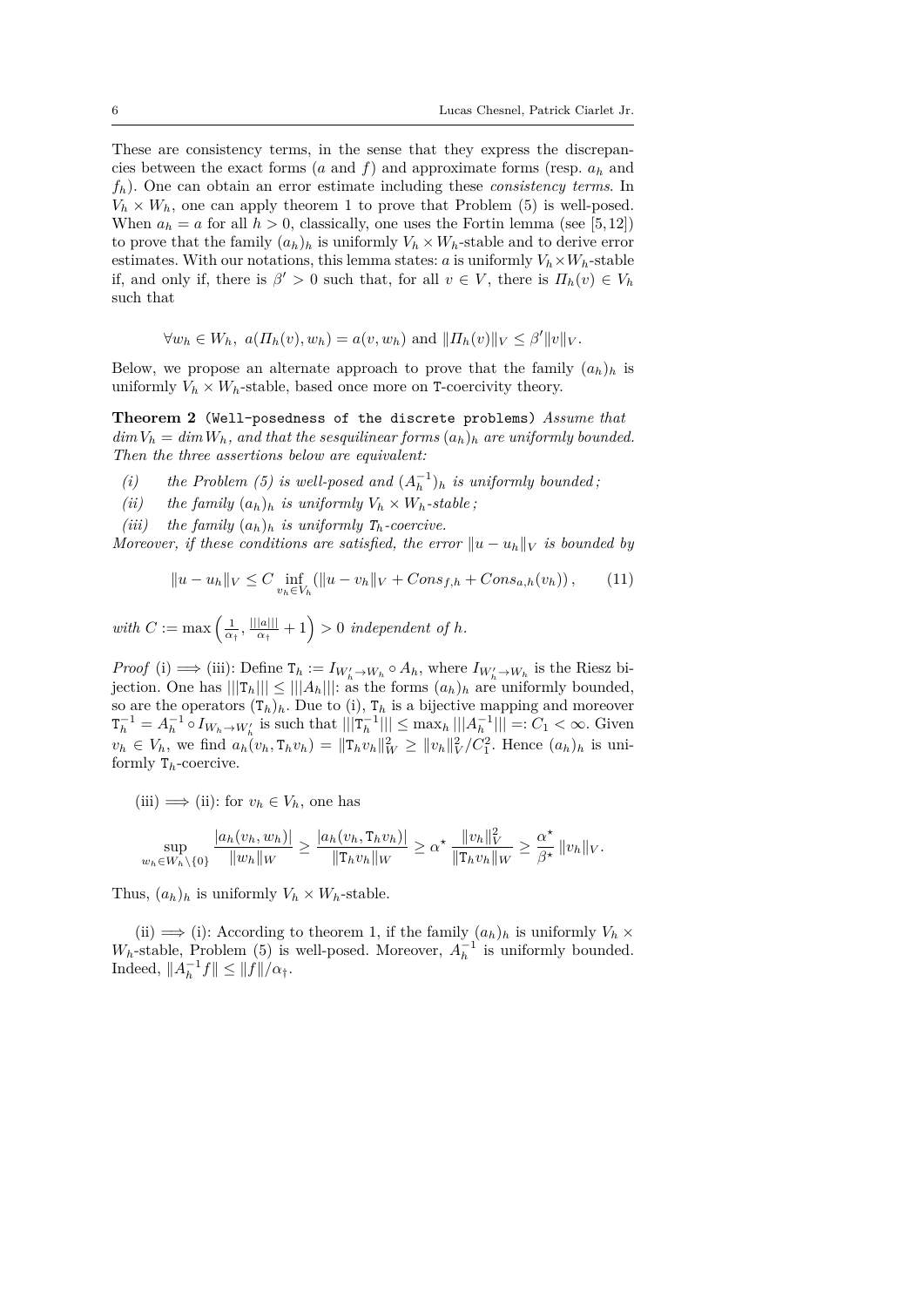These are consistency terms, in the sense that they express the discrepancies between the exact forms ($a$ and $f$) and approximate forms (resp. $a_h$ and $f_h$). One can obtain an error estimate including these *consistency terms*. In $V_h \times W_h$, one can apply theorem 1 to prove that Problem (5) is well-posed. When $a_h = a$ for all $h > 0$, classically, one uses the Fortin lemma (see [5,12]) to prove that the family $(a_h)_h$ is uniformly $V_h \times W_h$-stable and to derive error estimates. With our notations, this lemma states: $a$ is uniformly $V_h \times W_h$-stable if, and only if, there is $\beta' > 0$ such that, for all $v \in V$, there is $\Pi_h(v) \in V_h$ such that

$$\forall w_h \in W_h,\ a(\Pi_h(v), w_h) = a(v, w_h) \text{ and } \|\Pi_h(v)\|_V \leq \beta' \|v\|_V.$$

Below, we propose an alternate approach to prove that the family $(a_h)_h$ is uniformly $V_h \times W_h$-stable, based once more on $\mathtt{T}$-coercivity theory.

**Theorem 2 (Well-posedness of the discrete problems)** *Assume that $\dim V_h = \dim W_h$, and that the sesquilinear forms $(a_h)_h$ are uniformly bounded. Then the three assertions below are equivalent:*

*(i) the Problem (5) is well-posed and $(A_h^{-1})_h$ is uniformly bounded;*

*(ii) the family $(a_h)_h$ is uniformly $V_h \times W_h$-stable;*

*(iii) the family $(a_h)_h$ is uniformly $\mathtt{T}_h$-coercive.*

*Moreover, if these conditions are satisfied, the error $\|u - u_h\|_V$ is bounded by*

$$\|u - u_h\|_V \leq C \inf_{v_h \in V_h} \left( \|u - v_h\|_V + Cons_{f,h} + Cons_{a,h}(v_h) \right), \qquad (11)$$

*with $C := \max\left(\frac{1}{\alpha_\dagger}, \frac{|||a|||}{\alpha_\dagger} + 1\right) > 0$ independent of $h$.*

*Proof* (i) $\Longrightarrow$ (iii): Define $\mathtt{T}_h := I_{W_h' \to W_h} \circ A_h$, where $I_{W_h' \to W_h}$ is the Riesz bijection. One has $|||\mathtt{T}_h||| \leq |||A_h|||$: as the forms $(a_h)_h$ are uniformly bounded, so are the operators $(\mathtt{T}_h)_h$. Due to (i), $\mathtt{T}_h$ is a bijective mapping and moreover $\mathtt{T}_h^{-1} = A_h^{-1} \circ I_{W_h \to W_h'}$ is such that $|||\mathtt{T}_h^{-1}||| \leq \max_h |||A_h^{-1}||| =: C_1 < \infty$. Given $v_h \in V_h$, we find $a_h(v_h, \mathtt{T}_h v_h) = \|\mathtt{T}_h v_h\|_W^2 \geq \|v_h\|_V^2 / C_1^2$. Hence $(a_h)_h$ is uniformly $\mathtt{T}_h$-coercive.

(iii) $\Longrightarrow$ (ii): for $v_h \in V_h$, one has

$$\sup_{w_h \in W_h \setminus \{0\}} \frac{|a_h(v_h, w_h)|}{\|w_h\|_W} \geq \frac{|a_h(v_h, \mathtt{T}_h v_h)|}{\|\mathtt{T}_h v_h\|_W} \geq \alpha^\star \frac{\|v_h\|_V^2}{\|\mathtt{T}_h v_h\|_W} \geq \frac{\alpha^\star}{\beta^\star} \|v_h\|_V.$$

Thus, $(a_h)_h$ is uniformly $V_h \times W_h$-stable.

(ii) $\Longrightarrow$ (i): According to theorem 1, if the family $(a_h)_h$ is uniformly $V_h \times W_h$-stable, Problem (5) is well-posed. Moreover, $A_h^{-1}$ is uniformly bounded. Indeed, $\|A_h^{-1} f\| \leq \|f\| / \alpha_\dagger$.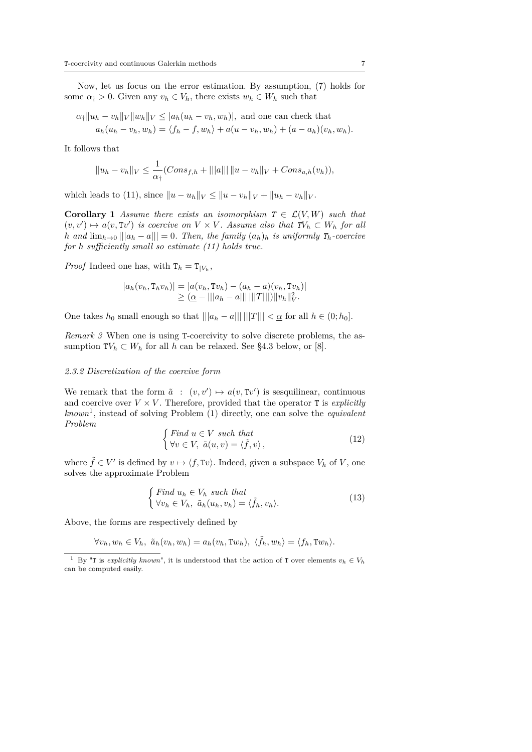Now, let us focus on the error estimation. By assumption, (7) holds for some $\alpha_\dagger > 0$. Given any $v_h \in V_h$, there exists $w_h \in W_h$ such that

$$\alpha_\dagger \|u_h - v_h\|_V \|w_h\|_V \leq |a_h(u_h - v_h, w_h)|, \text{ and one can check that}$$
$$a_h(u_h - v_h, w_h) = \langle f_h - f, w_h\rangle + a(u - v_h, w_h) + (a - a_h)(v_h, w_h).$$

It follows that

$$\|u_h - v_h\|_V \leq \frac{1}{\alpha_\dagger}(Cons_{f,h} + |||a|||\, \|u - v_h\|_V + Cons_{a,h}(v_h)),$$

which leads to (11), since $\|u - u_h\|_V \leq \|u - v_h\|_V + \|u_h - v_h\|_V$.

**Corollary 1** *Assume there exists an isomorphism $\mathtt{T} \in \mathcal{L}(V, W)$ such that $(v, v') \mapsto a(v, \mathtt{T}v')$ is coercive on $V \times V$. Assume also that $\mathtt{T}V_h \subset W_h$ for all $h$ and $\lim_{h\to 0} |||a_h - a||| = 0$. Then, the family $(a_h)_h$ is uniformly $\mathtt{T}_h$-coercive for $h$ sufficiently small so estimate (11) holds true.*

*Proof* Indeed one has, with $\mathtt{T}_h = \mathtt{T}_{|V_h}$,

$$\begin{aligned} |a_h(v_h, \mathtt{T}_h v_h)| &= |a(v_h, \mathtt{T}v_h) - (a_h - a)(v_h, \mathtt{T}v_h)| \\ &\geq (\underline{\alpha} - |||a_h - a|||\, |||T|||)\|v_h\|_V^2. \end{aligned}$$

One takes $h_0$ small enough so that $|||a_h - a|||\, |||T||| < \underline{\alpha}$ for all $h \in (0; h_0]$.

*Remark 3* When one is using $\mathtt{T}$-coercivity to solve discrete problems, the assumption $\mathtt{T}V_h \subset W_h$ for all $h$ can be relaxed. See §4.3 below, or [8].

#### *2.3.2 Discretization of the coercive form*

We remark that the form $\tilde{a} \ : \ (v, v') \mapsto a(v, \mathtt{T}v')$ is sesquilinear, continuous and coercive over $V \times V$. Therefore, provided that the operator $\mathtt{T}$ is *explicitly known*[1], instead of solving Problem (1) directly, one can solve the *equivalent Problem*

$$\begin{cases} \textit{Find } u \in V \textit{ such that} \\ \forall v \in V,\ \tilde{a}(u, v) = \langle \tilde{f}, v\rangle, \end{cases} \tag{12}$$

where $\tilde{f} \in V'$ is defined by $v \mapsto \langle f, \mathtt{T}v\rangle$. Indeed, given a subspace $V_h$ of $V$, one solves the approximate Problem

$$\begin{cases} \textit{Find } u_h \in V_h \textit{ such that} \\ \forall v_h \in V_h,\ \tilde{a}_h(u_h, v_h) = \langle \tilde{f}_h, v_h\rangle. \end{cases} \tag{13}$$

Above, the forms are respectively defined by

$$\forall v_h, w_h \in V_h,\ \tilde{a}_h(v_h, w_h) = a_h(v_h, \mathtt{T}w_h),\ \langle \tilde{f}_h, w_h\rangle = \langle f_h, \mathtt{T}w_h\rangle.$$

[1] By "$\mathtt{T}$ is *explicitly known*", it is understood that the action of $\mathtt{T}$ over elements $v_h \in V_h$ can be computed easily.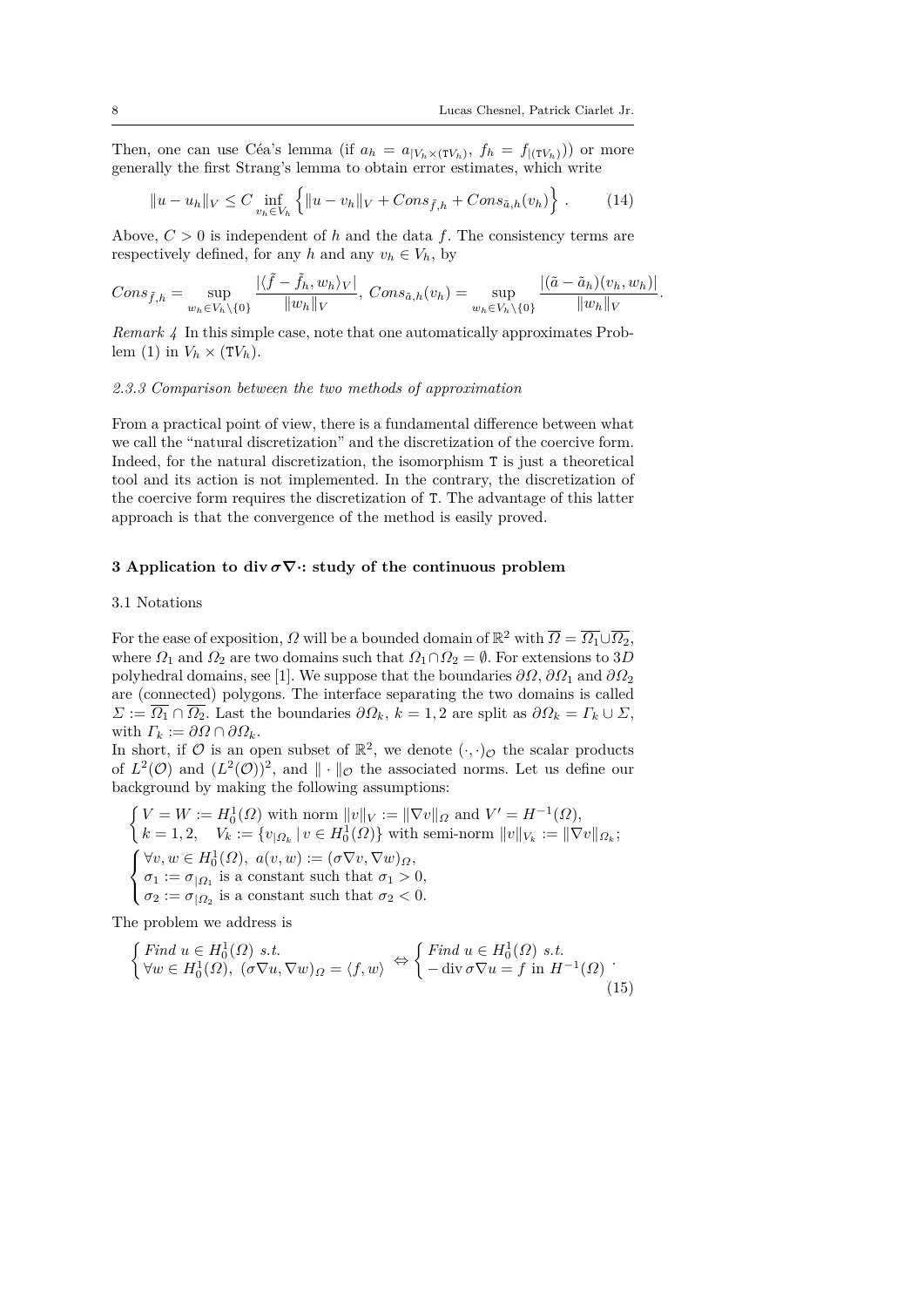Then, one can use Céa's lemma (if $a_h = a_{|V_h \times (\mathtt{T}V_h)}$, $f_h = f_{|(\mathtt{T}V_h)})$) or more generally the first Strang's lemma to obtain error estimates, which write

$$\|u - u_h\|_V \leq C \inf_{v_h \in V_h} \left\{ \|u - v_h\|_V + Cons_{\tilde{f},h} + Cons_{\tilde{a},h}(v_h) \right\} . \tag{14}$$

Above, $C > 0$ is independent of $h$ and the data $f$. The consistency terms are respectively defined, for any $h$ and any $v_h \in V_h$, by

$$Cons_{\tilde{f},h} = \sup_{w_h \in V_h \setminus \{0\}} \frac{|\langle \tilde{f} - \tilde{f}_h, w_h \rangle_V|}{\|w_h\|_V},\ Cons_{\tilde{a},h}(v_h) = \sup_{w_h \in V_h \setminus \{0\}} \frac{|(\tilde{a} - \tilde{a}_h)(v_h, w_h)|}{\|w_h\|_V}.$$

*Remark 4* In this simple case, note that one automatically approximates Problem (1) in $V_h \times (\mathtt{T}V_h)$.

#### 2.3.3 Comparison between the two methods of approximation

From a practical point of view, there is a fundamental difference between what we call the "natural discretization" and the discretization of the coercive form. Indeed, for the natural discretization, the isomorphism $\mathtt{T}$ is just a theoretical tool and its action is not implemented. In the contrary, the discretization of the coercive form requires the discretization of $\mathtt{T}$. The advantage of this latter approach is that the convergence of the method is easily proved.

## 3 Application to $\operatorname{div} \boldsymbol{\sigma} \boldsymbol{\nabla} \cdot$: study of the continuous problem

### 3.1 Notations

For the ease of exposition, $\Omega$ will be a bounded domain of $\mathbb{R}^2$ with $\overline{\Omega} = \overline{\Omega_1} \cup \overline{\Omega_2}$, where $\Omega_1$ and $\Omega_2$ are two domains such that $\Omega_1 \cap \Omega_2 = \emptyset$. For extensions to 3*D* polyhedral domains, see [1]. We suppose that the boundaries $\partial\Omega$, $\partial\Omega_1$ and $\partial\Omega_2$ are (connected) polygons. The interface separating the two domains is called $\Sigma := \overline{\Omega_1} \cap \overline{\Omega_2}$. Last the boundaries $\partial\Omega_k$, $k = 1, 2$ are split as $\partial\Omega_k = \Gamma_k \cup \Sigma$, with $\Gamma_k := \partial\Omega \cap \partial\Omega_k$.
In short, if $\mathcal{O}$ is an open subset of $\mathbb{R}^2$, we denote $(\cdot, \cdot)_{\mathcal{O}}$ the scalar products of $L^2(\mathcal{O})$ and $(L^2(\mathcal{O}))^2$, and $\|\cdot\|_{\mathcal{O}}$ the associated norms. Let us define our background by making the following assumptions:

$$\begin{cases} V = W := H^1_0(\Omega) \text{ with norm } \|v\|_V := \|\nabla v\|_\Omega \text{ and } V' = H^{-1}(\Omega), \\ k = 1, 2, \quad V_k := \{v_{|\Omega_k} \,|\, v \in H^1_0(\Omega)\} \text{ with semi-norm } \|v\|_{V_k} := \|\nabla v\|_{\Omega_k}; \end{cases}$$

$$\begin{cases} \forall v, w \in H^1_0(\Omega),\ a(v, w) := (\sigma \nabla v, \nabla w)_\Omega, \\ \sigma_1 := \sigma_{|\Omega_1} \text{ is a constant such that } \sigma_1 > 0, \\ \sigma_2 := \sigma_{|\Omega_2} \text{ is a constant such that } \sigma_2 < 0. \end{cases}$$

The problem we address is

$$\begin{cases} \textit{Find } u \in H^1_0(\Omega) \textit{ s.t.} \\ \forall w \in H^1_0(\Omega),\ (\sigma \nabla u, \nabla w)_\Omega = \langle f, w \rangle \end{cases} \Leftrightarrow \begin{cases} \textit{Find } u \in H^1_0(\Omega) \textit{ s.t.} \\ -\operatorname{div} \sigma \nabla u = f \text{ in } H^{-1}(\Omega) \end{cases}. \tag{15}$$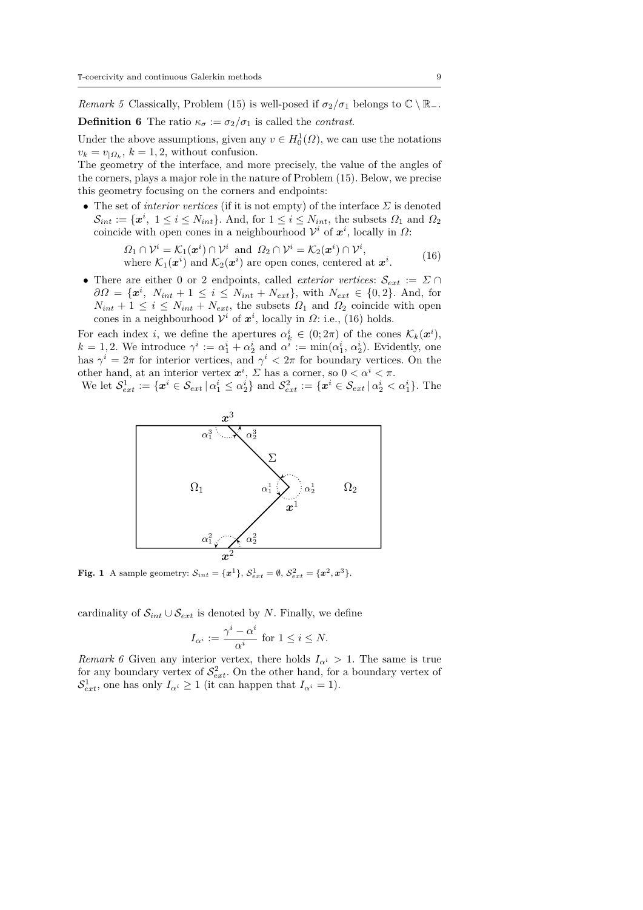*Remark 5* Classically, Problem (15) is well-posed if $\sigma_2/\sigma_1$ belongs to $\mathbb{C} \setminus \mathbb{R}_-$.

**Definition 6** The ratio $\kappa_\sigma := \sigma_2/\sigma_1$ is called the *contrast*.

Under the above assumptions, given any $v \in H^1_0(\Omega)$, we can use the notations $v_k = v_{|\Omega_k}$, $k = 1, 2$, without confusion.
The geometry of the interface, and more precisely, the value of the angles of the corners, plays a major role in the nature of Problem (15). Below, we precise this geometry focusing on the corners and endpoints:

- The set of *interior vertices* (if it is not empty) of the interface $\Sigma$ is denoted $\mathcal{S}_{int} := \{\boldsymbol{x}^i,\ 1 \le i \le N_{int}\}$. And, for $1 \le i \le N_{int}$, the subsets $\Omega_1$ and $\Omega_2$ coincide with open cones in a neighbourhood $\mathcal{V}^i$ of $\boldsymbol{x}^i$, locally in $\Omega$:

$$\begin{aligned}&\Omega_1 \cap \mathcal{V}^i = \mathcal{K}_1(\boldsymbol{x}^i) \cap \mathcal{V}^i \ \text{ and } \ \Omega_2 \cap \mathcal{V}^i = \mathcal{K}_2(\boldsymbol{x}^i) \cap \mathcal{V}^i,\\ &\text{where } \mathcal{K}_1(\boldsymbol{x}^i) \text{ and } \mathcal{K}_2(\boldsymbol{x}^i) \text{ are open cones, centered at } \boldsymbol{x}^i.\end{aligned} \tag{16}$$

- There are either 0 or 2 endpoints, called *exterior vertices*: $\mathcal{S}_{ext} := \Sigma \cap \partial\Omega = \{\boldsymbol{x}^i,\ N_{int} + 1 \le i \le N_{int} + N_{ext}\}$, with $N_{ext} \in \{0, 2\}$. And, for $N_{int} + 1 \le i \le N_{int} + N_{ext}$, the subsets $\Omega_1$ and $\Omega_2$ coincide with open cones in a neighbourhood $\mathcal{V}^i$ of $\boldsymbol{x}^i$, locally in $\Omega$: i.e., (16) holds.

For each index $i$, we define the apertures $\alpha^i_k \in (0; 2\pi)$ of the cones $\mathcal{K}_k(\boldsymbol{x}^i)$, $k = 1, 2$. We introduce $\gamma^i := \alpha^i_1 + \alpha^i_2$ and $\alpha^i := \min(\alpha^i_1, \alpha^i_2)$. Evidently, one has $\gamma^i = 2\pi$ for interior vertices, and $\gamma^i < 2\pi$ for boundary vertices. On the other hand, at an interior vertex $\boldsymbol{x}^i$, $\Sigma$ has a corner, so $0 < \alpha^i < \pi$.
We let $\mathcal{S}^1_{ext} := \{\boldsymbol{x}^i \in \mathcal{S}_{ext} \,|\, \alpha^i_1 \le \alpha^i_2\}$ and $\mathcal{S}^2_{ext} := \{\boldsymbol{x}^i \in \mathcal{S}_{ext} \,|\, \alpha^i_2 < \alpha^i_1\}$. The cardinality of $\mathcal{S}_{int} \cup \mathcal{S}_{ext}$ is denoted by $N$. Finally, we define

**Fig. 1** A sample geometry: $\mathcal{S}_{int} = \{\boldsymbol{x}^1\}$, $\mathcal{S}^1_{ext} = \emptyset$, $\mathcal{S}^2_{ext} = \{\boldsymbol{x}^2, \boldsymbol{x}^3\}$.

$$I_{\alpha^i} := \frac{\gamma^i - \alpha^i}{\alpha^i} \text{ for } 1 \le i \le N.$$

*Remark 6* Given any interior vertex, there holds $I_{\alpha^i} > 1$. The same is true for any boundary vertex of $\mathcal{S}^2_{ext}$. On the other hand, for a boundary vertex of $\mathcal{S}^1_{ext}$, one has only $I_{\alpha^i} \ge 1$ (it can happen that $I_{\alpha^i} = 1$).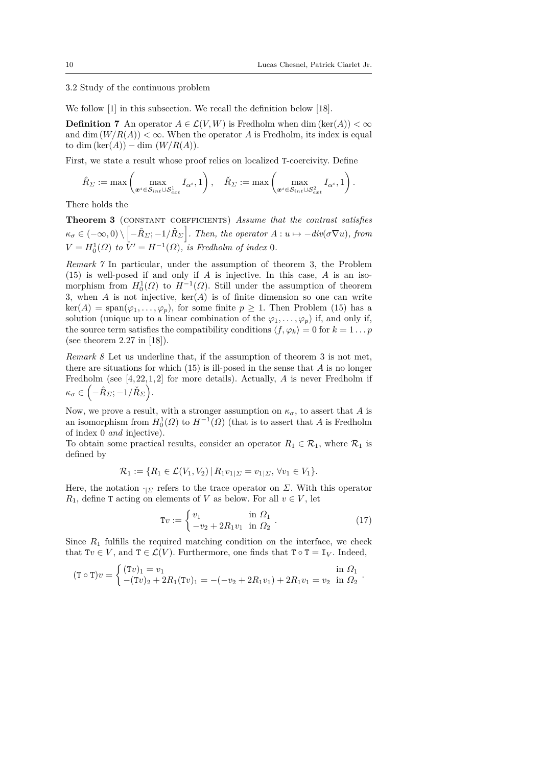3.2 Study of the continuous problem

We follow [1] in this subsection. We recall the definition below [18].

**Definition 7** An operator $A \in \mathcal{L}(V, W)$ is Fredholm when $\dim(\ker(A)) < \infty$ and $\dim(W/R(A)) < \infty$. When the operator $A$ is Fredholm, its index is equal to $\dim(\ker(A)) - \dim(W/R(A))$.

First, we state a result whose proof relies on localized $\mathtt{T}$-coercivity. Define

$$\hat{R}_\Sigma := \max\left(\max_{\boldsymbol{x}^i \in \mathcal{S}_{int} \cup \mathcal{S}^1_{ext}} I_{\alpha^i}, 1\right), \quad \check{R}_\Sigma := \max\left(\max_{\boldsymbol{x}^i \in \mathcal{S}_{int} \cup \mathcal{S}^2_{ext}} I_{\alpha^i}, 1\right).$$

There holds the

**Theorem 3** (CONSTANT COEFFICIENTS) *Assume that the contrast satisfies $\kappa_\sigma \in (-\infty, 0) \setminus \left[-\hat{R}_\Sigma; -1/\check{R}_\Sigma\right]$. Then, the operator $A : u \mapsto -div(\sigma \nabla u)$, from $V = H^1_0(\Omega)$ to $V' = H^{-1}(\Omega)$, is Fredholm of index 0.*

*Remark 7* In particular, under the assumption of theorem 3, the Problem (15) is well-posed if and only if $A$ is injective. In this case, $A$ is an isomorphism from $H^1_0(\Omega)$ to $H^{-1}(\Omega)$. Still under the assumption of theorem 3, when $A$ is not injective, $\ker(A)$ is of finite dimension so one can write $\ker(A) = \mathrm{span}(\varphi_1, \dots, \varphi_p)$, for some finite $p \geq 1$. Then Problem (15) has a solution (unique up to a linear combination of the $\varphi_1, \dots, \varphi_p$) if, and only if, the source term satisfies the compatibility conditions $\langle f, \varphi_k \rangle = 0$ for $k = 1 \dots p$ (see theorem 2.27 in [18]).

*Remark 8* Let us underline that, if the assumption of theorem 3 is not met, there are situations for which (15) is ill-posed in the sense that $A$ is no longer Fredholm (see [4,22,1,2] for more details). Actually, $A$ is never Fredholm if $\kappa_\sigma \in \left(-\hat{R}_\Sigma; -1/\check{R}_\Sigma\right)$.

Now, we prove a result, with a stronger assumption on $\kappa_\sigma$, to assert that $A$ is an isomorphism from $H^1_0(\Omega)$ to $H^{-1}(\Omega)$ (that is to assert that $A$ is Fredholm of index 0 *and* injective).

To obtain some practical results, consider an operator $R_1 \in \mathcal{R}_1$, where $\mathcal{R}_1$ is defined by

$$\mathcal{R}_1 := \{R_1 \in \mathcal{L}(V_1, V_2) \,|\, R_1 v_{1|\Sigma} = v_{1|\Sigma},\ \forall v_1 \in V_1\}.$$

Here, the notation $\cdot_{|\Sigma}$ refers to the trace operator on $\Sigma$. With this operator $R_1$, define $\mathtt{T}$ acting on elements of $V$ as below. For all $v \in V$, let

$$\mathtt{T}v := \begin{cases} v_1 & \text{in } \Omega_1 \\ -v_2 + 2R_1 v_1 & \text{in } \Omega_2 \end{cases}. \tag{17}$$

Since $R_1$ fulfills the required matching condition on the interface, we check that $\mathtt{T}v \in V$, and $\mathtt{T} \in \mathcal{L}(V)$. Furthermore, one finds that $\mathtt{T} \circ \mathtt{T} = \mathtt{I}_V$. Indeed,

$$(\mathtt{T} \circ \mathtt{T})v = \begin{cases} (\mathtt{T}v)_1 = v_1 & \text{in } \Omega_1 \\ -(\mathtt{T}v)_2 + 2R_1(\mathtt{T}v)_1 = -(-v_2 + 2R_1 v_1) + 2R_1 v_1 = v_2 & \text{in } \Omega_2 \end{cases}.$$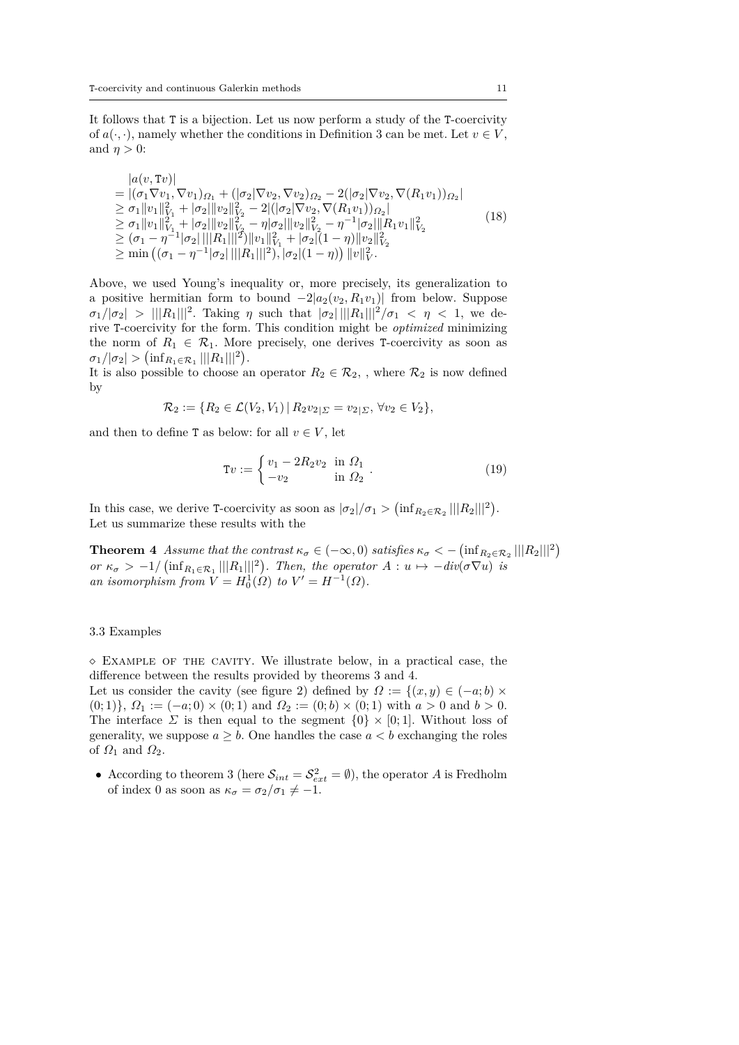It follows that $\mathtt{T}$ is a bijection. Let us now perform a study of the $\mathtt{T}$-coercivity of $a(\cdot,\cdot)$, namely whether the conditions in Definition 3 can be met. Let $v \in V$, and $\eta > 0$:

$$
\begin{array}{l}
|a(v, \mathtt{T}v)| \\
= |(\sigma_1 \nabla v_1, \nabla v_1)_{\Omega_1} + (|\sigma_2| \nabla v_2, \nabla v_2)_{\Omega_2} - 2(|\sigma_2| \nabla v_2, \nabla(R_1 v_1))_{\Omega_2}| \\
\geq \sigma_1 \|v_1\|_{V_1}^2 + |\sigma_2| \|v_2\|_{V_2}^2 - 2|(|\sigma_2| \nabla v_2, \nabla(R_1 v_1))_{\Omega_2}| \\
\geq \sigma_1 \|v_1\|_{V_1}^2 + |\sigma_2| \|v_2\|_{V_2}^2 - \eta |\sigma_2| \|v_2\|_{V_2}^2 - \eta^{-1} |\sigma_2| \|R_1 v_1\|_{V_2}^2 \\
\geq (\sigma_1 - \eta^{-1} |\sigma_2| \, |||R_1|||^2) \|v_1\|_{V_1}^2 + |\sigma_2| (1 - \eta) \|v_2\|_{V_2}^2 \\
\geq \min\left( (\sigma_1 - \eta^{-1} |\sigma_2| \, |||R_1|||^2), |\sigma_2|(1-\eta) \right) \|v\|_V^2.
\end{array}
\tag{18}
$$

Above, we used Young's inequality or, more precisely, its generalization to a positive hermitian form to bound $-2|a_2(v_2, R_1 v_1)|$ from below. Suppose $\sigma_1/|\sigma_2| > |||R_1|||^2$. Taking $\eta$ such that $|\sigma_2| \, |||R_1|||^2/\sigma_1 < \eta < 1$, we derive $\mathtt{T}$-coercivity for the form. This condition might be *optimized* minimizing the norm of $R_1 \in \mathcal{R}_1$. More precisely, one derives $\mathtt{T}$-coercivity as soon as $\sigma_1/|\sigma_2| > \left(\inf_{R_1 \in \mathcal{R}_1} |||R_1|||^2\right)$.
It is also possible to choose an operator $R_2 \in \mathcal{R}_2$, , where $\mathcal{R}_2$ is now defined by

$$
\mathcal{R}_2 := \{R_2 \in \mathcal{L}(V_2, V_1) \,|\, R_2 v_{2|\Sigma} = v_{2|\Sigma}, \, \forall v_2 \in V_2\},
$$

and then to define $\mathtt{T}$ as below: for all $v \in V$, let

$$
\mathtt{T}v := \begin{cases} v_1 - 2R_2 v_2 & \text{in } \Omega_1 \\ -v_2 & \text{in } \Omega_2 \end{cases}.
\tag{19}
$$

In this case, we derive $\mathtt{T}$-coercivity as soon as $|\sigma_2|/\sigma_1 > \left(\inf_{R_2 \in \mathcal{R}_2} |||R_2|||^2\right)$.
Let us summarize these results with the

**Theorem 4** *Assume that the contrast $\kappa_\sigma \in (-\infty, 0)$ satisfies $\kappa_\sigma < -\left(\inf_{R_2 \in \mathcal{R}_2} |||R_2|||^2\right)$ or $\kappa_\sigma > -1/\left(\inf_{R_1 \in \mathcal{R}_1} |||R_1|||^2\right)$. Then, the operator $A : u \mapsto -div(\sigma \nabla u)$ is an isomorphism from $V = H_0^1(\Omega)$ to $V' = H^{-1}(\Omega)$.*

### 3.3 Examples

$\diamond$ Example of the cavity. We illustrate below, in a practical case, the difference between the results provided by theorems 3 and 4.
Let us consider the cavity (see figure 2) defined by $\Omega := \{(x, y) \in (-a; b) \times (0; 1)\}$, $\Omega_1 := (-a; 0) \times (0; 1)$ and $\Omega_2 := (0; b) \times (0; 1)$ with $a > 0$ and $b > 0$. The interface $\Sigma$ is then equal to the segment $\{0\} \times [0; 1]$. Without loss of generality, we suppose $a \geq b$. One handles the case $a < b$ exchanging the roles of $\Omega_1$ and $\Omega_2$.

- According to theorem 3 (here $\mathcal{S}_{int} = \mathcal{S}_{ext}^2 = \emptyset$), the operator $A$ is Fredholm of index 0 as soon as $\kappa_\sigma = \sigma_2/\sigma_1 \neq -1$.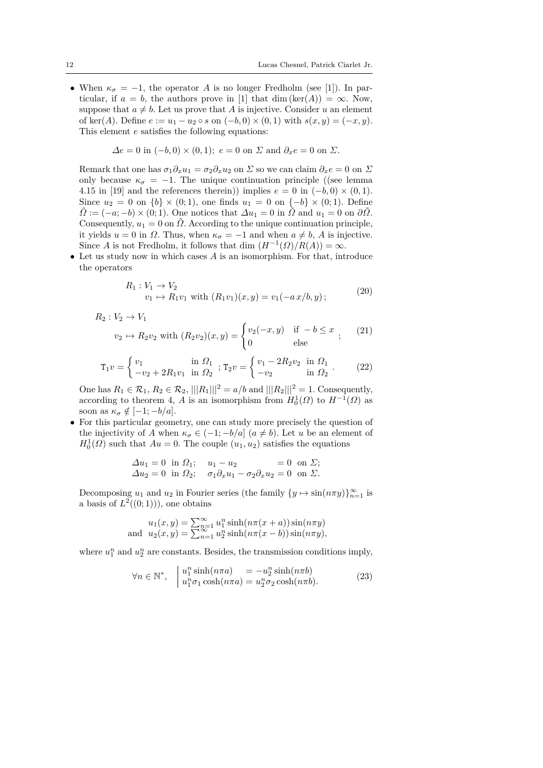- When $\kappa_\sigma = -1$, the operator $A$ is no longer Fredholm (see [1]). In particular, if $a = b$, the authors prove in [1] that $\dim(\ker(A)) = \infty$. Now, suppose that $a \neq b$. Let us prove that $A$ is injective. Consider $u$ an element of $\ker(A)$. Define $e := u_1 - u_2 \circ s$ on $(-b, 0) \times (0, 1)$ with $s(x, y) = (-x, y)$. This element $e$ satisfies the following equations:

$$\Delta e = 0 \text{ in } (-b, 0) \times (0, 1);\ \ e = 0 \text{ on } \Sigma \text{ and } \partial_x e = 0 \text{ on } \Sigma.$$

Remark that one has $\sigma_1 \partial_x u_1 = \sigma_2 \partial_x u_2$ on $\Sigma$ so we can claim $\partial_x e = 0$ on $\Sigma$ only because $\kappa_\sigma = -1$. The unique continuation principle ((see lemma 4.15 in [19] and the references therein)) implies $e = 0$ in $(-b, 0) \times (0, 1)$. Since $u_2 = 0$ on $\{b\} \times (0; 1)$, one finds $u_1 = 0$ on $\{-b\} \times (0; 1)$. Define $\tilde{\Omega} := (-a; -b) \times (0; 1)$. One notices that $\Delta u_1 = 0$ in $\tilde{\Omega}$ and $u_1 = 0$ on $\partial\tilde{\Omega}$. Consequently, $u_1 = 0$ on $\tilde{\Omega}$. According to the unique continuation principle, it yields $u = 0$ in $\Omega$. Thus, when $\kappa_\sigma = -1$ and when $a \neq b$, $A$ is injective. Since $A$ is not Fredholm, it follows that $\dim\left(H^{-1}(\Omega)/R(A)\right) = \infty$.

- Let us study now in which cases $A$ is an isomorphism. For that, introduce the operators

$$\begin{aligned} R_1 : V_1 &\to V_2 \\ v_1 &\mapsto R_1 v_1 \text{ with } (R_1 v_1)(x, y) = v_1(-a\,x/b, y)\,; \end{aligned} \tag{20}$$

$$\begin{aligned} R_2 : V_2 &\to V_1 \\ v_2 &\mapsto R_2 v_2 \text{ with } (R_2 v_2)(x, y) = \begin{cases} v_2(-x, y) & \text{if } -b \leq x \\ 0 & \text{else} \end{cases}; \end{aligned} \tag{21}$$

$$\mathtt{T}_1 v = \begin{cases} v_1 & \text{in } \Omega_1 \\ -v_2 + 2R_1 v_1 & \text{in } \Omega_2 \end{cases};\ \mathtt{T}_2 v = \begin{cases} v_1 - 2R_2 v_2 & \text{in } \Omega_1 \\ -v_2 & \text{in } \Omega_2 \end{cases}. \tag{22}$$

One has $R_1 \in \mathcal{R}_1$, $R_2 \in \mathcal{R}_2$, $|||R_1|||^2 = a/b$ and $|||R_2|||^2 = 1$. Consequently, according to theorem 4, $A$ is an isomorphism from $H^1_0(\Omega)$ to $H^{-1}(\Omega)$ as soon as $\kappa_\sigma \notin [-1; -b/a]$.

- For this particular geometry, one can study more precisely the question of the injectivity of $A$ when $\kappa_\sigma \in (-1; -b/a]$ $(a \neq b)$. Let $u$ be an element of $H^1_0(\Omega)$ such that $Au = 0$. The couple $(u_1, u_2)$ satisfies the equations

$$\begin{aligned} \Delta u_1 &= 0 \ \text{ in } \Omega_1; \quad u_1 - u_2 &&= 0 \ \text{ on } \Sigma; \\ \Delta u_2 &= 0 \ \text{ in } \Omega_2; \quad \sigma_1 \partial_x u_1 - \sigma_2 \partial_x u_2 &&= 0 \ \text{ on } \Sigma. \end{aligned}$$

Decomposing $u_1$ and $u_2$ in Fourier series (the family $\{y \mapsto \sin(n\pi y)\}_{n=1}^{\infty}$ is a basis of $L^2((0; 1))$), one obtains

$$\begin{aligned} u_1(x, y) &= \textstyle\sum_{n=1}^{\infty} u_1^n \sinh(n\pi(x + a)) \sin(n\pi y) \\ \text{and } \ u_2(x, y) &= \textstyle\sum_{n=1}^{\infty} u_2^n \sinh(n\pi(x - b)) \sin(n\pi y), \end{aligned}$$

where $u_1^n$ and $u_2^n$ are constants. Besides, the transmission conditions imply,

$$\forall n \in \mathbb{N}^*, \quad \left| \begin{aligned} u_1^n \sinh(n\pi a) \quad &= -u_2^n \sinh(n\pi b) \\ u_1^n \sigma_1 \cosh(n\pi a) &= u_2^n \sigma_2 \cosh(n\pi b). \end{aligned} \right. \tag{23}$$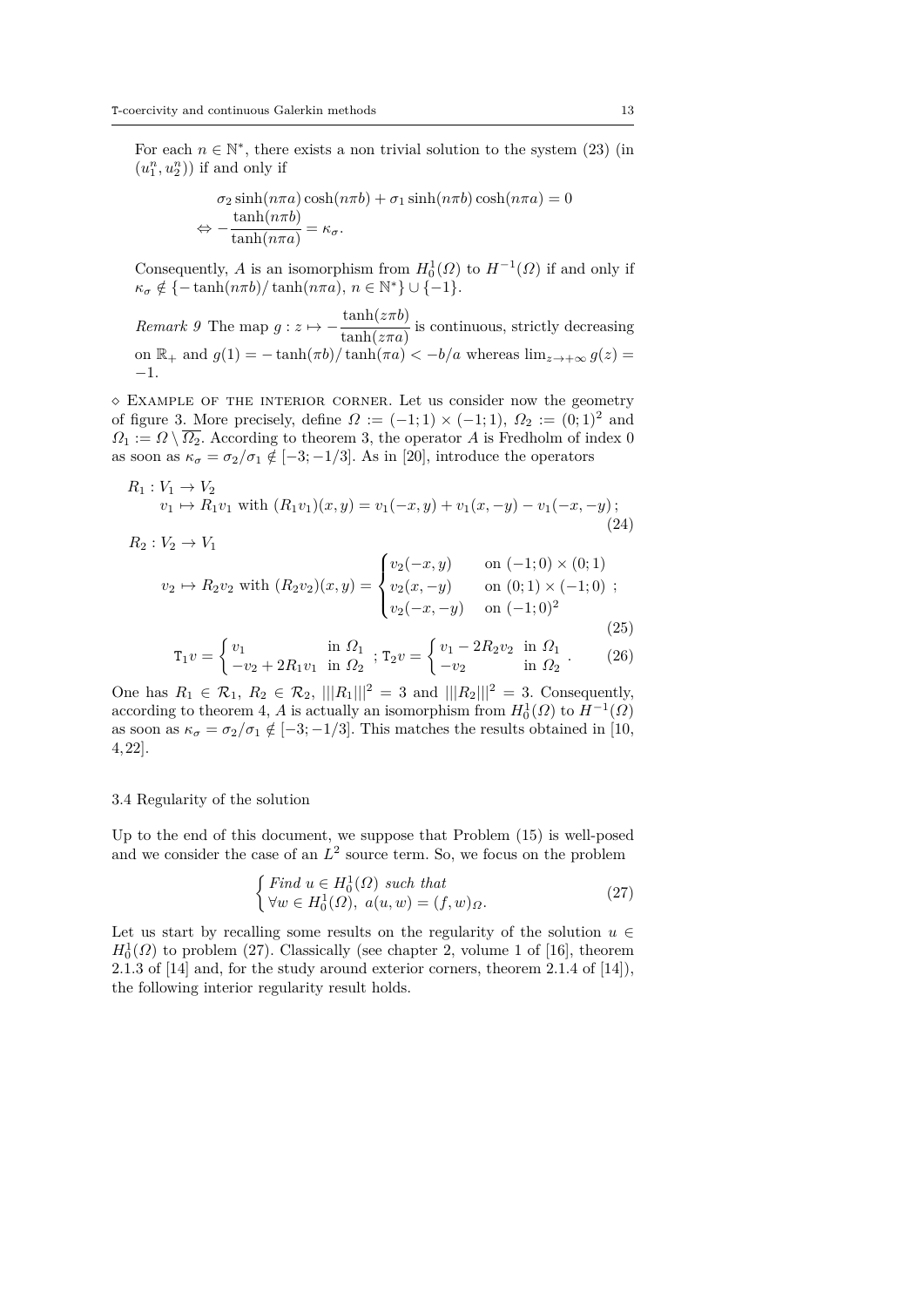For each $n \in \mathbb{N}^*$, there exists a non trivial solution to the system (23) (in $(u_1^n, u_2^n)$) if and only if

$$\sigma_2 \sinh(n\pi a)\cosh(n\pi b) + \sigma_1 \sinh(n\pi b)\cosh(n\pi a) = 0$$
$$\Leftrightarrow -\frac{\tanh(n\pi b)}{\tanh(n\pi a)} = \kappa_\sigma.$$

Consequently, $A$ is an isomorphism from $H_0^1(\Omega)$ to $H^{-1}(\Omega)$ if and only if $\kappa_\sigma \notin \{-\tanh(n\pi b)/\tanh(n\pi a),\, n \in \mathbb{N}^*\} \cup \{-1\}$.

*Remark 9* The map $g : z \mapsto -\dfrac{\tanh(z\pi b)}{\tanh(z\pi a)}$ is continuous, strictly decreasing on $\mathbb{R}_+$ and $g(1) = -\tanh(\pi b)/\tanh(\pi a) < -b/a$ whereas $\lim_{z\to+\infty} g(z) = -1$.

$\diamond$ Example of the interior corner. Let us consider now the geometry of figure 3. More precisely, define $\Omega := (-1;1) \times (-1;1)$, $\Omega_2 := (0;1)^2$ and $\Omega_1 := \Omega \setminus \overline{\Omega_2}$. According to theorem 3, the operator $A$ is Fredholm of index 0 as soon as $\kappa_\sigma = \sigma_2/\sigma_1 \notin [-3;-1/3]$. As in [20], introduce the operators

$$R_1 : V_1 \to V_2$$
$$v_1 \mapsto R_1 v_1 \text{ with } (R_1 v_1)(x,y) = v_1(-x,y) + v_1(x,-y) - v_1(-x,-y)\,; \tag{24}$$

$$R_2 : V_2 \to V_1$$
$$v_2 \mapsto R_2 v_2 \text{ with } (R_2 v_2)(x,y) = \begin{cases} v_2(-x,y) & \text{on } (-1;0)\times(0;1) \\ v_2(x,-y) & \text{on } (0;1)\times(-1;0) \\ v_2(-x,-y) & \text{on } (-1;0)^2 \end{cases}; \tag{25}$$

$$\mathtt{T}_1 v = \begin{cases} v_1 & \text{in } \Omega_1 \\ -v_2 + 2R_1 v_1 & \text{in } \Omega_2 \end{cases};\ \mathtt{T}_2 v = \begin{cases} v_1 - 2R_2 v_2 & \text{in } \Omega_1 \\ -v_2 & \text{in } \Omega_2 \end{cases}. \tag{26}$$

One has $R_1 \in \mathcal{R}_1$, $R_2 \in \mathcal{R}_2$, $|||R_1|||^2 = 3$ and $|||R_2|||^2 = 3$. Consequently, according to theorem 4, $A$ is actually an isomorphism from $H_0^1(\Omega)$ to $H^{-1}(\Omega)$ as soon as $\kappa_\sigma = \sigma_2/\sigma_1 \notin [-3;-1/3]$. This matches the results obtained in [10, 4, 22].

### 3.4 Regularity of the solution

Up to the end of this document, we suppose that Problem (15) is well-posed and we consider the case of an $L^2$ source term. So, we focus on the problem

$$\begin{cases} \textit{Find } u \in H_0^1(\Omega) \textit{ such that} \\ \forall w \in H_0^1(\Omega),\ a(u,w) = (f,w)_\Omega. \end{cases} \tag{27}$$

Let us start by recalling some results on the regularity of the solution $u \in H_0^1(\Omega)$ to problem (27). Classically (see chapter 2, volume 1 of [16], theorem 2.1.3 of [14] and, for the study around exterior corners, theorem 2.1.4 of [14]), the following interior regularity result holds.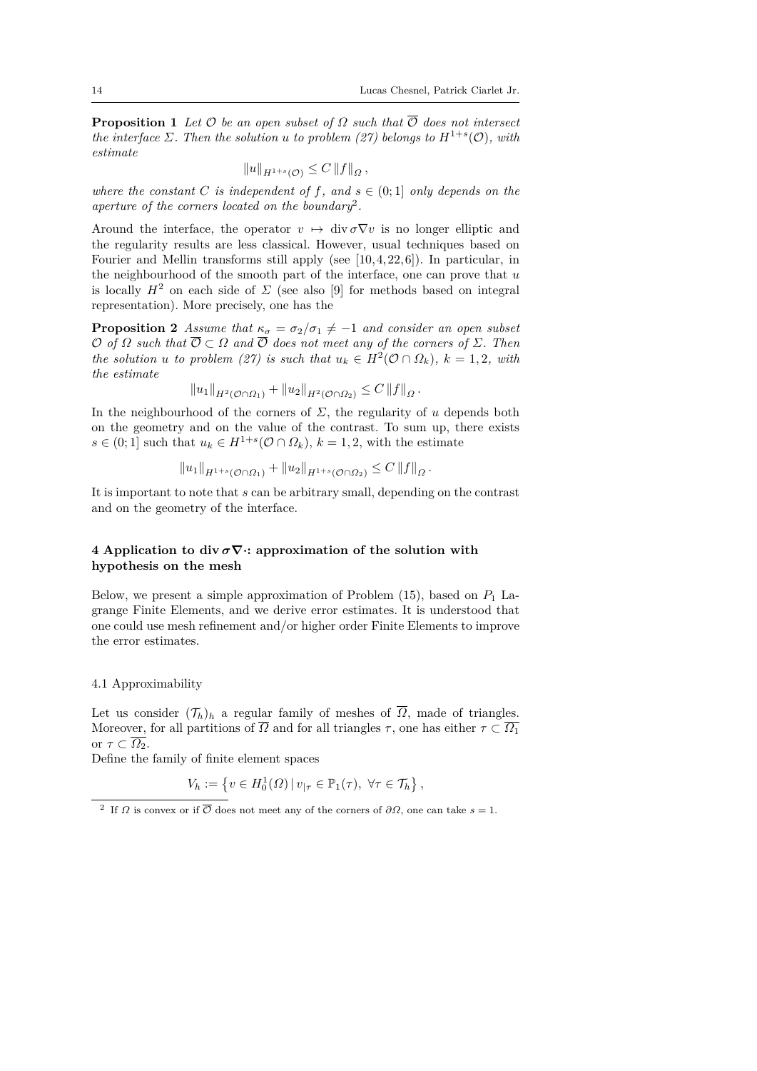**Proposition 1** *Let $\mathcal{O}$ be an open subset of $\Omega$ such that $\overline{\mathcal{O}}$ does not intersect the interface $\Sigma$. Then the solution $u$ to problem (27) belongs to $H^{1+s}(\mathcal{O})$, with estimate*

$$\|u\|_{H^{1+s}(\mathcal{O})} \leq C\,\|f\|_{\Omega}\,,$$

*where the constant $C$ is independent of $f$, and $s \in (0;1]$ only depends on the aperture of the corners located on the boundary*[2].

Around the interface, the operator $v \mapsto \operatorname{div}\sigma\nabla v$ is no longer elliptic and the regularity results are less classical. However, usual techniques based on Fourier and Mellin transforms still apply (see [10,4,22,6]). In particular, in the neighbourhood of the smooth part of the interface, one can prove that $u$ is locally $H^2$ on each side of $\Sigma$ (see also [9] for methods based on integral representation). More precisely, one has the

**Proposition 2** *Assume that $\kappa_\sigma = \sigma_2/\sigma_1 \neq -1$ and consider an open subset $\mathcal{O}$ of $\Omega$ such that $\overline{\mathcal{O}} \subset \Omega$ and $\overline{\mathcal{O}}$ does not meet any of the corners of $\Sigma$. Then the solution $u$ to problem (27) is such that $u_k \in H^2(\mathcal{O} \cap \Omega_k)$, $k = 1, 2$, with the estimate*

$$\|u_1\|_{H^2(\mathcal{O}\cap\Omega_1)} + \|u_2\|_{H^2(\mathcal{O}\cap\Omega_2)} \leq C\,\|f\|_{\Omega}\,.$$

In the neighbourhood of the corners of $\Sigma$, the regularity of $u$ depends both on the geometry and on the value of the contrast. To sum up, there exists $s \in (0;1]$ such that $u_k \in H^{1+s}(\mathcal{O} \cap \Omega_k)$, $k = 1, 2$, with the estimate

$$\|u_1\|_{H^{1+s}(\mathcal{O}\cap\Omega_1)} + \|u_2\|_{H^{1+s}(\mathcal{O}\cap\Omega_2)} \leq C\,\|f\|_{\Omega}\,.$$

It is important to note that $s$ can be arbitrary small, depending on the contrast and on the geometry of the interface.

## 4 Application to $\operatorname{div}\boldsymbol{\sigma}\nabla\cdot$: approximation of the solution with hypothesis on the mesh

Below, we present a simple approximation of Problem (15), based on $P_1$ Lagrange Finite Elements, and we derive error estimates. It is understood that one could use mesh refinement and/or higher order Finite Elements to improve the error estimates.

### 4.1 Approximability

Let us consider $(\mathcal{T}_h)_h$ a regular family of meshes of $\overline{\Omega}$, made of triangles. Moreover, for all partitions of $\overline{\Omega}$ and for all triangles $\tau$, one has either $\tau \subset \overline{\Omega_1}$ or $\tau \subset \overline{\Omega_2}$.

Define the family of finite element spaces

$$V_h := \left\{ v \in H^1_0(\Omega)\,|\, v_{|\tau} \in \mathbb{P}_1(\tau),\ \forall \tau \in \mathcal{T}_h \right\},$$

[2] If $\Omega$ is convex or if $\overline{\mathcal{O}}$ does not meet any of the corners of $\partial\Omega$, one can take $s = 1$.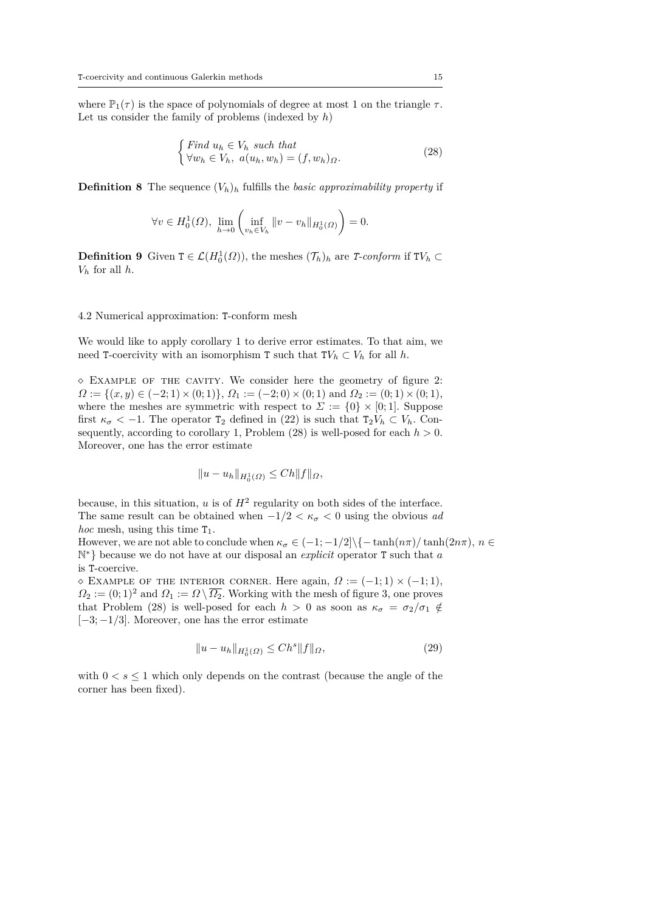where $\mathbb{P}_1(\tau)$ is the space of polynomials of degree at most 1 on the triangle $\tau$. Let us consider the family of problems (indexed by $h$)

$$\begin{cases} \textit{Find } u_h \in V_h \textit{ such that} \\ \forall w_h \in V_h,\ a(u_h, w_h) = (f, w_h)_\Omega. \end{cases} \tag{28}$$

**Definition 8** The sequence $(V_h)_h$ fulfills the *basic approximability property* if

$$\forall v \in H^1_0(\Omega),\ \lim_{h\to 0}\left(\inf_{v_h\in V_h} \|v - v_h\|_{H^1_0(\Omega)}\right) = 0.$$

**Definition 9** Given $\mathtt{T} \in \mathcal{L}(H^1_0(\Omega))$, the meshes $(\mathcal{T}_h)_h$ are *$\mathtt{T}$-conform* if $\mathtt{T}V_h \subset V_h$ for all $h$.

### 4.2 Numerical approximation: T-conform mesh

We would like to apply corollary 1 to derive error estimates. To that aim, we need T-coercivity with an isomorphism T such that $\mathtt{T}V_h \subset V_h$ for all $h$.

$\diamond$ Example of the cavity. We consider here the geometry of figure 2: $\Omega := \{(x,y) \in (-2;1)\times(0;1)\}$, $\Omega_1 := (-2;0)\times(0;1)$ and $\Omega_2 := (0;1)\times(0;1)$, where the meshes are symmetric with respect to $\Sigma := \{0\}\times[0;1]$. Suppose first $\kappa_\sigma < -1$. The operator $\mathtt{T}_2$ defined in (22) is such that $\mathtt{T}_2V_h \subset V_h$. Consequently, according to corollary 1, Problem (28) is well-posed for each $h > 0$. Moreover, one has the error estimate

$$\|u - u_h\|_{H^1_0(\Omega)} \le Ch\|f\|_\Omega,$$

because, in this situation, $u$ is of $H^2$ regularity on both sides of the interface. The same result can be obtained when $-1/2 < \kappa_\sigma < 0$ using the obvious *ad hoc* mesh, using this time $\mathtt{T}_1$.
However, we are not able to conclude when $\kappa_\sigma \in (-1;-1/2]\setminus\{-\tanh(n\pi)/\tanh(2n\pi),\ n \in \mathbb{N}^*\}$ because we do not have at our disposal an *explicit* operator T such that $a$ is T-coercive.
$\diamond$ Example of the interior corner. Here again, $\Omega := (-1;1)\times(-1;1)$, $\Omega_2 := (0;1)^2$ and $\Omega_1 := \Omega\setminus\overline{\Omega_2}$. Working with the mesh of figure 3, one proves that Problem (28) is well-posed for each $h > 0$ as soon as $\kappa_\sigma = \sigma_2/\sigma_1 \notin [-3;-1/3]$. Moreover, one has the error estimate

$$\|u - u_h\|_{H^1_0(\Omega)} \le Ch^s\|f\|_\Omega, \tag{29}$$

with $0 < s \le 1$ which only depends on the contrast (because the angle of the corner has been fixed).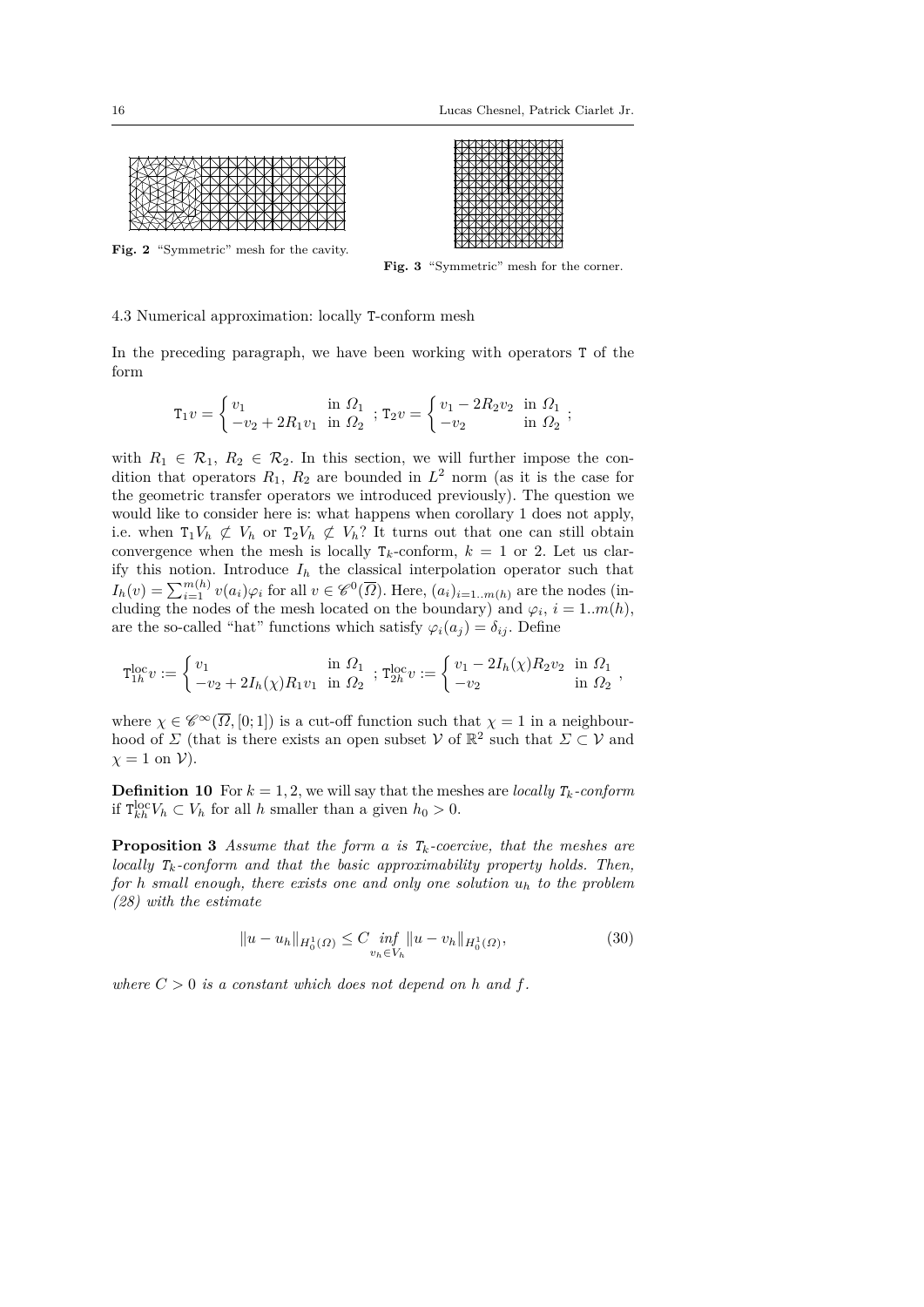**Fig. 2** "Symmetric" mesh for the cavity.

**Fig. 3** "Symmetric" mesh for the corner.

### 4.3 Numerical approximation: locally T-conform mesh

In the preceding paragraph, we have been working with operators $\mathtt{T}$ of the form

$$\mathtt{T}_1 v = \begin{cases} v_1 & \text{in } \Omega_1 \\ -v_2 + 2R_1 v_1 & \text{in } \Omega_2 \end{cases} ; \; \mathtt{T}_2 v = \begin{cases} v_1 - 2R_2 v_2 & \text{in } \Omega_1 \\ -v_2 & \text{in } \Omega_2 \end{cases} ;$$

with $R_1 \in \mathcal{R}_1$, $R_2 \in \mathcal{R}_2$. In this section, we will further impose the condition that operators $R_1$, $R_2$ are bounded in $L^2$ norm (as it is the case for the geometric transfer operators we introduced previously). The question we would like to consider here is: what happens when corollary 1 does not apply, i.e. when $\mathtt{T}_1 V_h \not\subset V_h$ or $\mathtt{T}_2 V_h \not\subset V_h$? It turns out that one can still obtain convergence when the mesh is locally $\mathtt{T}_k$-conform, $k = 1$ or $2$. Let us clarify this notion. Introduce $I_h$ the classical interpolation operator such that $I_h(v) = \sum_{i=1}^{m(h)} v(a_i)\varphi_i$ for all $v \in \mathscr{C}^0(\overline{\Omega})$. Here, $(a_i)_{i=1..m(h)}$ are the nodes (including the nodes of the mesh located on the boundary) and $\varphi_i$, $i = 1..m(h)$, are the so-called "hat" functions which satisfy $\varphi_i(a_j) = \delta_{ij}$. Define

$$\mathtt{T}_{1h}^{\mathrm{loc}} v := \begin{cases} v_1 & \text{in } \Omega_1 \\ -v_2 + 2I_h(\chi)R_1 v_1 & \text{in } \Omega_2 \end{cases} ; \; \mathtt{T}_{2h}^{\mathrm{loc}} v := \begin{cases} v_1 - 2I_h(\chi)R_2 v_2 & \text{in } \Omega_1 \\ -v_2 & \text{in } \Omega_2 \end{cases} ,$$

where $\chi \in \mathscr{C}^\infty(\overline{\Omega}, [0;1])$ is a cut-off function such that $\chi = 1$ in a neighbourhood of $\Sigma$ (that is there exists an open subset $\mathcal{V}$ of $\mathbb{R}^2$ such that $\Sigma \subset \mathcal{V}$ and $\chi = 1$ on $\mathcal{V}$).

**Definition 10** For $k = 1, 2$, we will say that the meshes are *locally $\mathtt{T}_k$-conform* if $\mathtt{T}_{kh}^{\mathrm{loc}} V_h \subset V_h$ for all $h$ smaller than a given $h_0 > 0$.

**Proposition 3** *Assume that the form $a$ is $\mathtt{T}_k$-coercive, that the meshes are locally $\mathtt{T}_k$-conform and that the basic approximability property holds. Then, for $h$ small enough, there exists one and only one solution $u_h$ to the problem (28) with the estimate*

$$\|u - u_h\|_{H_0^1(\Omega)} \leq C \inf_{v_h \in V_h} \|u - v_h\|_{H_0^1(\Omega)}, \tag{30}$$

*where $C > 0$ is a constant which does not depend on $h$ and $f$.*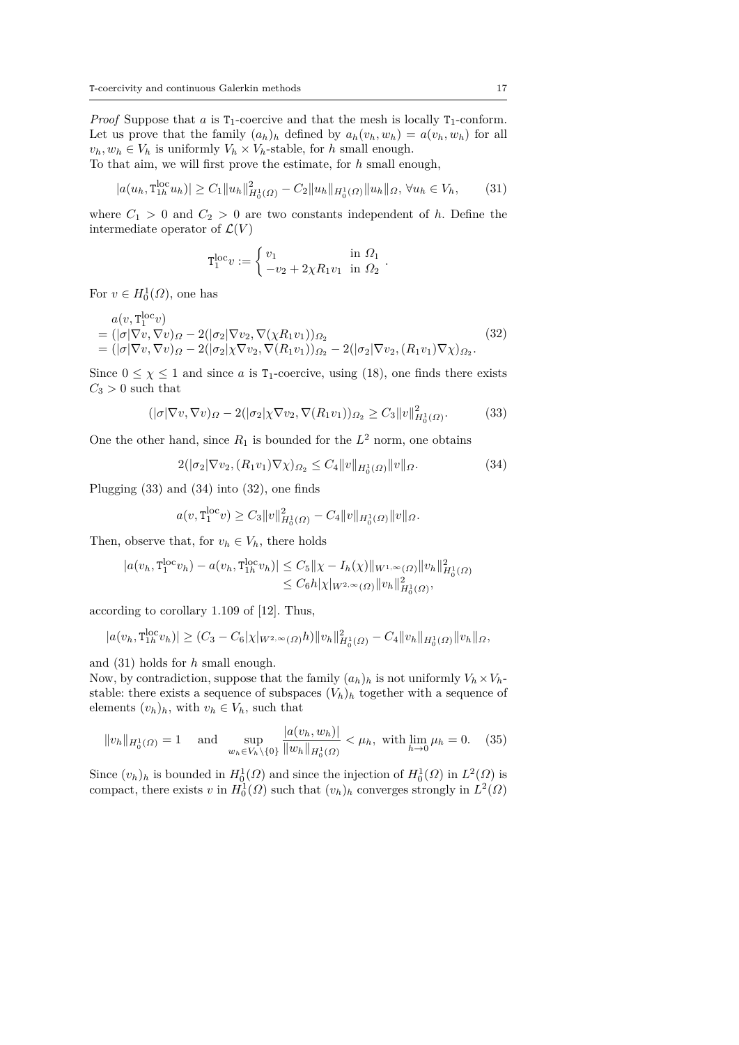*Proof* Suppose that $a$ is $\mathtt{T}_1$-coercive and that the mesh is locally $\mathtt{T}_1$-conform. Let us prove that the family $(a_h)_h$ defined by $a_h(v_h, w_h) = a(v_h, w_h)$ for all $v_h, w_h \in V_h$ is uniformly $V_h \times V_h$-stable, for $h$ small enough.
To that aim, we will first prove the estimate, for $h$ small enough,

$$|a(u_h, \mathtt{T}_{1h}^{\mathrm{loc}} u_h)| \geq C_1 \|u_h\|^2_{H^1_0(\Omega)} - C_2 \|u_h\|_{H^1_0(\Omega)} \|u_h\|_\Omega, \; \forall u_h \in V_h, \tag{31}$$

where $C_1 > 0$ and $C_2 > 0$ are two constants independent of $h$. Define the intermediate operator of $\mathcal{L}(V)$

$$\mathtt{T}_1^{\mathrm{loc}} v := \begin{cases} v_1 & \text{in } \Omega_1 \\ -v_2 + 2\chi R_1 v_1 & \text{in } \Omega_2 \end{cases}.$$

For $v \in H^1_0(\Omega)$, one has

$$\begin{aligned} & a(v, \mathtt{T}_1^{\mathrm{loc}} v) \\ &= (|\sigma| \nabla v, \nabla v)_\Omega - 2(|\sigma_2| \nabla v_2, \nabla(\chi R_1 v_1))_{\Omega_2} \\ &= (|\sigma| \nabla v, \nabla v)_\Omega - 2(|\sigma_2| \chi \nabla v_2, \nabla(R_1 v_1))_{\Omega_2} - 2(|\sigma_2| \nabla v_2, (R_1 v_1) \nabla \chi)_{\Omega_2}. \end{aligned} \tag{32}$$

Since $0 \leq \chi \leq 1$ and since $a$ is $\mathtt{T}_1$-coercive, using (18), one finds there exists $C_3 > 0$ such that

$$(|\sigma| \nabla v, \nabla v)_\Omega - 2(|\sigma_2| \chi \nabla v_2, \nabla(R_1 v_1))_{\Omega_2} \geq C_3 \|v\|^2_{H^1_0(\Omega)}. \tag{33}$$

One the other hand, since $R_1$ is bounded for the $L^2$ norm, one obtains

$$2(|\sigma_2| \nabla v_2, (R_1 v_1) \nabla \chi)_{\Omega_2} \leq C_4 \|v\|_{H^1_0(\Omega)} \|v\|_\Omega. \tag{34}$$

Plugging (33) and (34) into (32), one finds

$$a(v, \mathtt{T}_1^{\mathrm{loc}} v) \geq C_3 \|v\|^2_{H^1_0(\Omega)} - C_4 \|v\|_{H^1_0(\Omega)} \|v\|_\Omega.$$

Then, observe that, for $v_h \in V_h$, there holds

$$\begin{aligned} |a(v_h, \mathtt{T}_1^{\mathrm{loc}} v_h) - a(v_h, \mathtt{T}_{1h}^{\mathrm{loc}} v_h)| &\leq C_5 \|\chi - I_h(\chi)\|_{W^{1,\infty}(\Omega)} \|v_h\|^2_{H^1_0(\Omega)} \\ &\leq C_6 h |\chi|_{W^{2,\infty}(\Omega)} \|v_h\|^2_{H^1_0(\Omega)}, \end{aligned}$$

according to corollary 1.109 of [12]. Thus,

$$|a(v_h, \mathtt{T}_{1h}^{\mathrm{loc}} v_h)| \geq (C_3 - C_6 |\chi|_{W^{2,\infty}(\Omega)} h) \|v_h\|^2_{H^1_0(\Omega)} - C_4 \|v_h\|_{H^1_0(\Omega)} \|v_h\|_\Omega,$$

and (31) holds for $h$ small enough.
Now, by contradiction, suppose that the family $(a_h)_h$ is not uniformly $V_h \times V_h$-stable: there exists a sequence of subspaces $(V_h)_h$ together with a sequence of elements $(v_h)_h$, with $v_h \in V_h$, such that

$$\|v_h\|_{H^1_0(\Omega)} = 1 \quad \text{and} \quad \sup_{w_h \in V_h \setminus \{0\}} \frac{|a(v_h, w_h)|}{\|w_h\|_{H^1_0(\Omega)}} < \mu_h, \text{ with } \lim_{h \to 0} \mu_h = 0. \tag{35}$$

Since $(v_h)_h$ is bounded in $H^1_0(\Omega)$ and since the injection of $H^1_0(\Omega)$ in $L^2(\Omega)$ is compact, there exists $v$ in $H^1_0(\Omega)$ such that $(v_h)_h$ converges strongly in $L^2(\Omega)$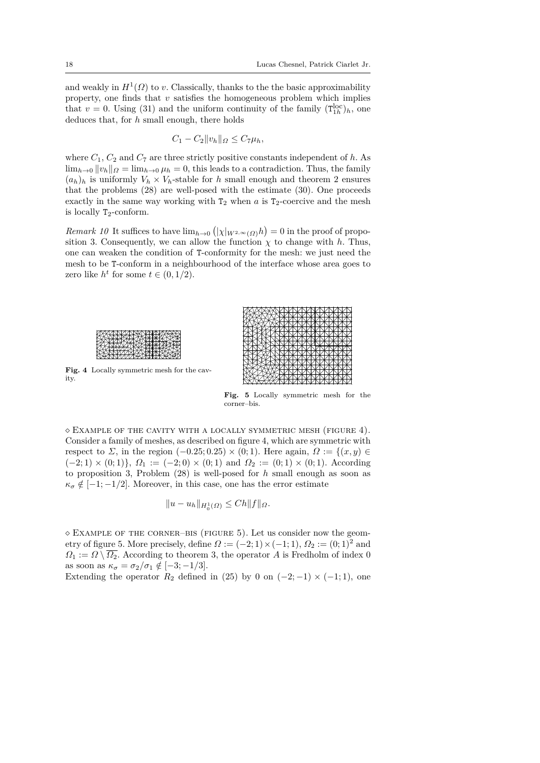and weakly in $H^1(\Omega)$ to $v$. Classically, thanks to the the basic approximability property, one finds that $v$ satisfies the homogeneous problem which implies that $v = 0$. Using (31) and the uniform continuity of the family $(\mathtt{T}_{1h}^{\mathrm{loc}})_h$, one deduces that, for $h$ small enough, there holds

$$C_1 - C_2 \|v_h\|_\Omega \le C_7 \mu_h,$$

where $C_1$, $C_2$ and $C_7$ are three strictly positive constants independent of $h$. As $\lim_{h\to 0} \|v_h\|_\Omega = \lim_{h\to 0} \mu_h = 0$, this leads to a contradiction. Thus, the family $(a_h)_h$ is uniformly $V_h \times V_h$-stable for $h$ small enough and theorem 2 ensures that the problems (28) are well-posed with the estimate (30). One proceeds exactly in the same way working with $\mathtt{T}_2$ when $a$ is $\mathtt{T}_2$-coercive and the mesh is locally $\mathtt{T}_2$-conform.

*Remark 10* It suffices to have $\lim_{h\to 0}\left(|\chi|_{W^{2,\infty}(\Omega)} h\right) = 0$ in the proof of proposition 3. Consequently, we can allow the function $\chi$ to change with $h$. Thus, one can weaken the condition of $\mathtt{T}$-conformity for the mesh: we just need the mesh to be $\mathtt{T}$-conform in a neighbourhood of the interface whose area goes to zero like $h^t$ for some $t \in (0, 1/2)$.

**Fig. 4** Locally symmetric mesh for the cavity.

**Fig. 5** Locally symmetric mesh for the corner–bis.

$\diamond$ Example of the cavity with a locally symmetric mesh (figure 4). Consider a family of meshes, as described on figure 4, which are symmetric with respect to $\Sigma$, in the region $(-0.25; 0.25) \times (0; 1)$. Here again, $\Omega := \{(x, y) \in (-2; 1) \times (0; 1)\}$, $\Omega_1 := (-2; 0) \times (0; 1)$ and $\Omega_2 := (0; 1) \times (0; 1)$. According to proposition 3, Problem (28) is well-posed for $h$ small enough as soon as $\kappa_\sigma \notin [-1; -1/2]$. Moreover, in this case, one has the error estimate

$$\|u - u_h\|_{H_0^1(\Omega)} \le C h \|f\|_\Omega.$$

$\diamond$ Example of the corner–bis (figure 5). Let us consider now the geometry of figure 5. More precisely, define $\Omega := (-2; 1) \times (-1; 1)$, $\Omega_2 := (0; 1)^2$ and $\Omega_1 := \Omega \setminus \overline{\Omega_2}$. According to theorem 3, the operator $A$ is Fredholm of index 0 as soon as $\kappa_\sigma = \sigma_2/\sigma_1 \notin [-3; -1/3]$.
Extending the operator $R_2$ defined in (25) by 0 on $(-2; -1) \times (-1; 1)$, one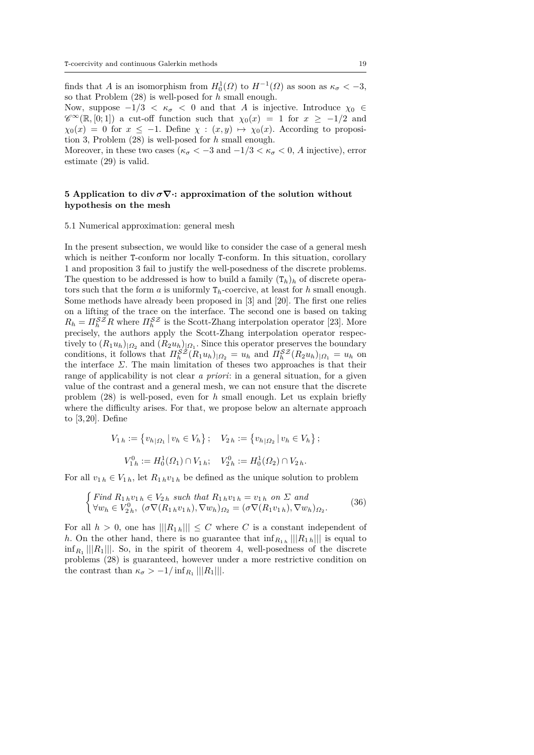finds that $A$ is an isomorphism from $H_0^1(\Omega)$ to $H^{-1}(\Omega)$ as soon as $\kappa_\sigma < -3$, so that Problem (28) is well-posed for $h$ small enough.

Now, suppose $-1/3 < \kappa_\sigma < 0$ and that $A$ is injective. Introduce $\chi_0 \in \mathscr{C}^\infty(\mathbb{R}, [0;1])$ a cut-off function such that $\chi_0(x) = 1$ for $x \geq -1/2$ and $\chi_0(x) = 0$ for $x \leq -1$. Define $\chi : (x, y) \mapsto \chi_0(x)$. According to proposition 3, Problem (28) is well-posed for $h$ small enough.

Moreover, in these two cases ($\kappa_\sigma < -3$ and $-1/3 < \kappa_\sigma < 0$, $A$ injective), error estimate (29) is valid.

## 5 Application to $\operatorname{div} \boldsymbol{\sigma} \boldsymbol{\nabla} \cdot$: approximation of the solution without hypothesis on the mesh

### 5.1 Numerical approximation: general mesh

In the present subsection, we would like to consider the case of a general mesh which is neither T-conform nor locally T-conform. In this situation, corollary 1 and proposition 3 fail to justify the well-posedness of the discrete problems. The question to be addressed is how to build a family $(\mathtt{T}_h)_h$ of discrete operators such that the form $a$ is uniformly $\mathtt{T}_h$-coercive, at least for $h$ small enough. Some methods have already been proposed in [3] and [20]. The first one relies on a lifting of the trace on the interface. The second one is based on taking $R_h = \Pi_h^{\mathcal{SZ}} R$ where $\Pi_h^{\mathcal{SZ}}$ is the Scott-Zhang interpolation operator [23]. More precisely, the authors apply the Scott-Zhang interpolation operator respectively to $(R_1 u_h)_{|\Omega_2}$ and $(R_2 u_h)_{|\Omega_1}$. Since this operator preserves the boundary conditions, it follows that $\Pi_h^{\mathcal{SZ}}(R_1 u_h)_{|\Omega_2} = u_h$ and $\Pi_h^{\mathcal{SZ}}(R_2 u_h)_{|\Omega_1} = u_h$ on the interface $\Sigma$. The main limitation of theses two approaches is that their range of applicability is not clear *a priori*: in a general situation, for a given value of the contrast and a general mesh, we can not ensure that the discrete problem (28) is well-posed, even for $h$ small enough. Let us explain briefly where the difficulty arises. For that, we propose below an alternate approach to [3,20]. Define

$$V_{1\,h} := \left\{ v_{h|\Omega_1} \,|\, v_h \in V_h \right\}; \quad V_{2\,h} := \left\{ v_{h|\Omega_2} \,|\, v_h \in V_h \right\};$$

$$V_{1\,h}^0 := H_0^1(\Omega_1) \cap V_{1\,h}; \quad V_{2\,h}^0 := H_0^1(\Omega_2) \cap V_{2\,h}.$$

For all $v_{1\,h} \in V_{1\,h}$, let $R_{1\,h} v_{1\,h}$ be defined as the unique solution to problem

$$\begin{cases} \textit{Find } R_{1\,h} v_{1\,h} \in V_{2\,h} \textit{ such that } R_{1\,h} v_{1\,h} = v_{1\,h} \textit{ on } \Sigma \textit{ and} \\ \forall w_h \in V_{2\,h}^0,\ (\sigma \nabla (R_{1\,h} v_{1\,h}), \nabla w_h)_{\Omega_2} = (\sigma \nabla (R_1 v_{1\,h}), \nabla w_h)_{\Omega_2}. \end{cases} \tag{36}$$

For all $h > 0$, one has $|||R_{1\,h}||| \leq C$ where $C$ is a constant independent of $h$. On the other hand, there is no guarantee that $\inf_{R_{1\,h}} |||R_{1\,h}|||$ is equal to $\inf_{R_1} |||R_1|||$. So, in the spirit of theorem 4, well-posedness of the discrete problems (28) is guaranteed, however under a more restrictive condition on the contrast than $\kappa_\sigma > -1/\inf_{R_1} |||R_1|||$.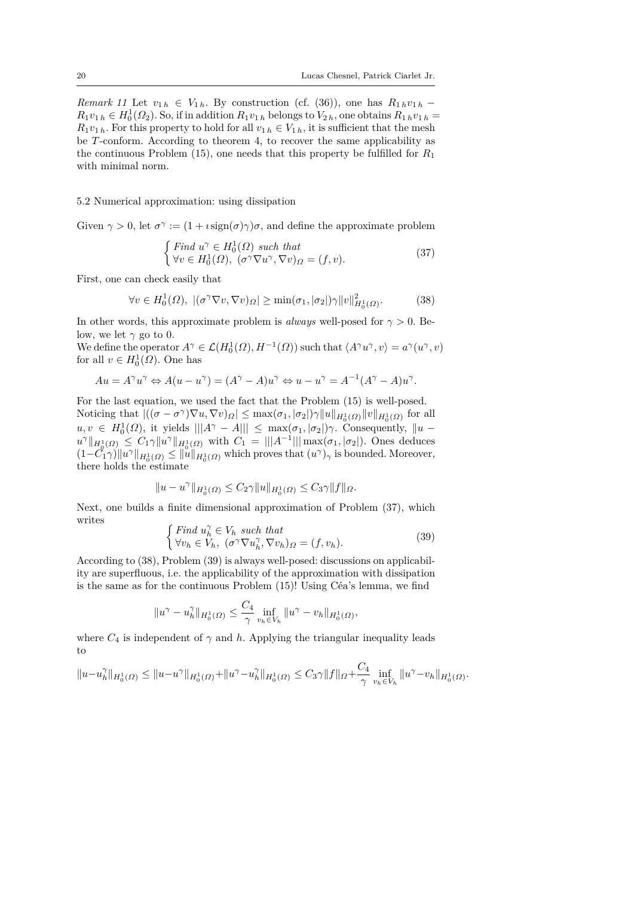*Remark 11* Let $v_{1\,h} \in V_{1\,h}$. By construction (cf. (36)), one has $R_{1\,h}v_{1\,h} - R_1 v_{1\,h} \in H^1_0(\Omega_2)$. So, if in addition $R_1 v_{1\,h}$ belongs to $V_{2\,h}$, one obtains $R_{1\,h}v_{1\,h} = R_1 v_{1\,h}$. For this property to hold for all $v_{1\,h} \in V_{1\,h}$, it is sufficient that the mesh be $T$-conform. According to theorem 4, to recover the same applicability as the continuous Problem (15), one needs that this property be fulfilled for $R_1$ with minimal norm.

### 5.2 Numerical approximation: using dissipation

Given $\gamma > 0$, let $\sigma^\gamma := (1 + \imath\,\mathrm{sign}(\sigma)\gamma)\sigma$, and define the approximate problem

$$
\begin{cases} \text{Find } u^\gamma \in H^1_0(\Omega) \text{ such that} \\ \forall v \in H^1_0(\Omega),\ (\sigma^\gamma \nabla u^\gamma, \nabla v)_\Omega = (f, v). \end{cases} \tag{37}
$$

First, one can check easily that

$$
\forall v \in H^1_0(\Omega),\ |(\sigma^\gamma \nabla v, \nabla v)_\Omega| \geq \min(\sigma_1, |\sigma_2|)\gamma \|v\|^2_{H^1_0(\Omega)}. \tag{38}
$$

In other words, this approximate problem is *always* well-posed for $\gamma > 0$. Below, we let $\gamma$ go to 0.

We define the operator $A^\gamma \in \mathcal{L}(H^1_0(\Omega), H^{-1}(\Omega))$ such that $\langle A^\gamma u^\gamma, v\rangle = a^\gamma(u^\gamma, v)$ for all $v \in H^1_0(\Omega)$. One has

$$
Au = A^\gamma u^\gamma \Leftrightarrow A(u - u^\gamma) = (A^\gamma - A)u^\gamma \Leftrightarrow u - u^\gamma = A^{-1}(A^\gamma - A)u^\gamma.
$$

For the last equation, we used the fact that the Problem (15) is well-posed. Noticing that $|((\sigma - \sigma^\gamma)\nabla u, \nabla v)_\Omega| \leq \max(\sigma_1, |\sigma_2|)\gamma \|u\|_{H^1_0(\Omega)}\|v\|_{H^1_0(\Omega)}$ for all $u, v \in H^1_0(\Omega)$, it yields $|||A^\gamma - A||| \leq \max(\sigma_1, |\sigma_2|)\gamma$. Consequently, $\|u - u^\gamma\|_{H^1_0(\Omega)} \leq C_1\gamma\|u^\gamma\|_{H^1_0(\Omega)}$ with $C_1 = |||A^{-1}|||\max(\sigma_1, |\sigma_2|)$. Ones deduces $(1 - C_1\gamma)\|u^\gamma\|_{H^1_0(\Omega)} \leq \|u\|_{H^1_0(\Omega)}$ which proves that $(u^\gamma)_\gamma$ is bounded. Moreover, there holds the estimate

$$
\|u - u^\gamma\|_{H^1_0(\Omega)} \leq C_2\gamma\|u\|_{H^1_0(\Omega)} \leq C_3\gamma\|f\|_\Omega.
$$

Next, one builds a finite dimensional approximation of Problem (37), which writes

$$
\begin{cases} \text{Find } u^\gamma_h \in V_h \text{ such that} \\ \forall v_h \in V_h,\ (\sigma^\gamma \nabla u^\gamma_h, \nabla v_h)_\Omega = (f, v_h). \end{cases} \tag{39}
$$

According to (38), Problem (39) is always well-posed: discussions on applicability are superfluous, i.e. the applicability of the approximation with dissipation is the same as for the continuous Problem (15)! Using Céa's lemma, we find

$$
\|u^\gamma - u^\gamma_h\|_{H^1_0(\Omega)} \leq \frac{C_4}{\gamma} \inf_{v_h \in V_h} \|u^\gamma - v_h\|_{H^1_0(\Omega)},
$$

where $C_4$ is independent of $\gamma$ and $h$. Applying the triangular inequality leads to

$$
\|u - u^\gamma_h\|_{H^1_0(\Omega)} \leq \|u - u^\gamma\|_{H^1_0(\Omega)} + \|u^\gamma - u^\gamma_h\|_{H^1_0(\Omega)} \leq C_3\gamma\|f\|_\Omega + \frac{C_4}{\gamma} \inf_{v_h \in V_h} \|u^\gamma - v_h\|_{H^1_0(\Omega)}.
$$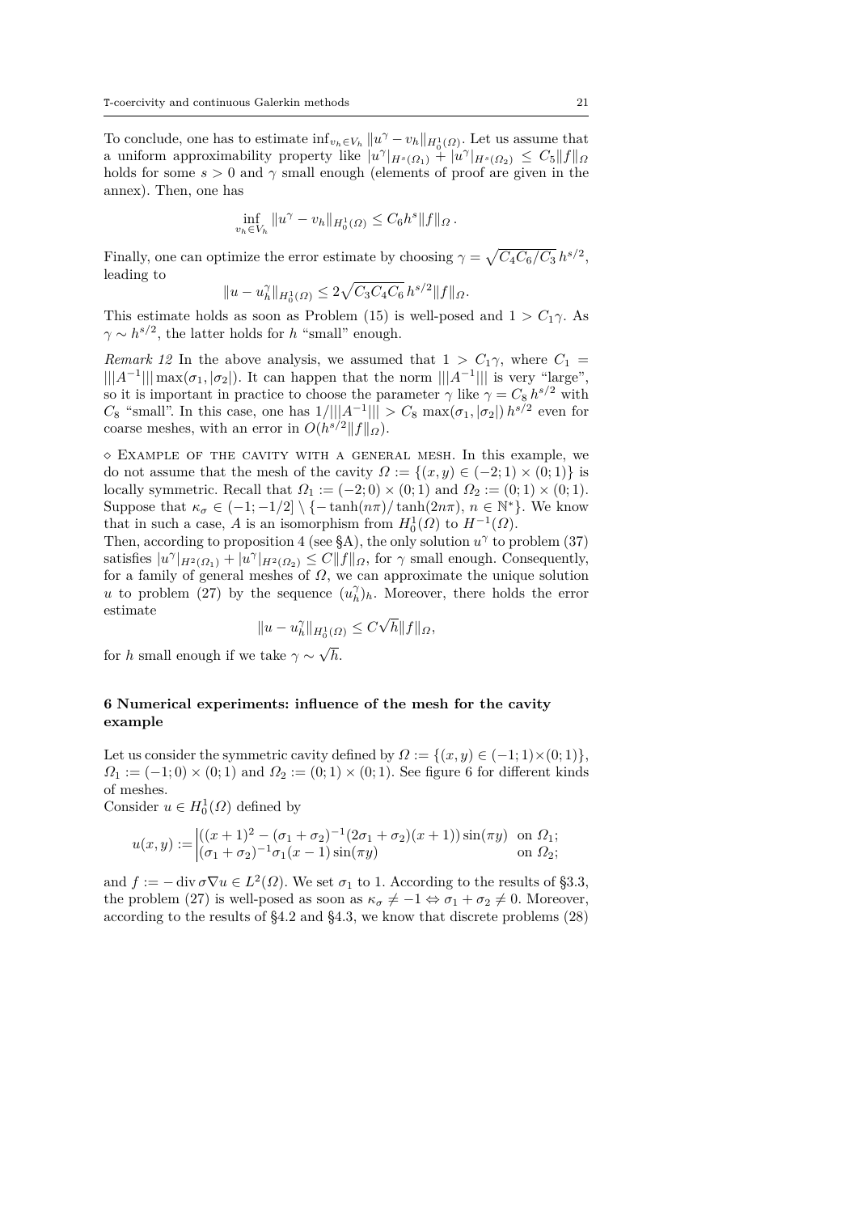To conclude, one has to estimate $\inf_{v_h \in V_h} \|u^\gamma - v_h\|_{H_0^1(\Omega)}$. Let us assume that a uniform approximability property like $|u^\gamma|_{H^s(\Omega_1)} + |u^\gamma|_{H^s(\Omega_2)} \leq C_5 \|f\|_\Omega$ holds for some $s > 0$ and $\gamma$ small enough (elements of proof are given in the annex). Then, one has

$$\inf_{v_h \in V_h} \|u^\gamma - v_h\|_{H_0^1(\Omega)} \leq C_6 h^s \|f\|_\Omega \,.$$

Finally, one can optimize the error estimate by choosing $\gamma = \sqrt{C_4 C_6 / C_3}\, h^{s/2}$, leading to

$$\|u - u_h^\gamma\|_{H_0^1(\Omega)} \leq 2\sqrt{C_3 C_4 C_6}\, h^{s/2} \|f\|_\Omega.$$

This estimate holds as soon as Problem (15) is well-posed and $1 > C_1\gamma$. As $\gamma \sim h^{s/2}$, the latter holds for $h$ "small" enough.

*Remark 12* In the above analysis, we assumed that $1 > C_1\gamma$, where $C_1 = |||A^{-1}||| \max(\sigma_1, |\sigma_2|)$. It can happen that the norm $|||A^{-1}|||$ is very "large", so it is important in practice to choose the parameter $\gamma$ like $\gamma = C_8\, h^{s/2}$ with $C_8$ "small". In this case, one has $1/|||A^{-1}||| > C_8 \max(\sigma_1, |\sigma_2|)\, h^{s/2}$ even for coarse meshes, with an error in $O(h^{s/2}\|f\|_\Omega)$.

$\diamond$ Example of the cavity with a general mesh. In this example, we do not assume that the mesh of the cavity $\Omega := \{(x, y) \in (-2; 1) \times (0; 1)\}$ is locally symmetric. Recall that $\Omega_1 := (-2; 0) \times (0; 1)$ and $\Omega_2 := (0; 1) \times (0; 1)$. Suppose that $\kappa_\sigma \in (-1; -1/2] \setminus \{-\tanh(n\pi)/\tanh(2n\pi),\, n \in \mathbb{N}^*\}$. We know that in such a case, $A$ is an isomorphism from $H_0^1(\Omega)$ to $H^{-1}(\Omega)$.
Then, according to proposition 4 (see §A), the only solution $u^\gamma$ to problem (37) satisfies $|u^\gamma|_{H^2(\Omega_1)} + |u^\gamma|_{H^2(\Omega_2)} \leq C\|f\|_\Omega$, for $\gamma$ small enough. Consequently, for a family of general meshes of $\Omega$, we can approximate the unique solution $u$ to problem (27) by the sequence $(u_h^\gamma)_h$. Moreover, there holds the error estimate

$$\|u - u_h^\gamma\|_{H_0^1(\Omega)} \leq C\sqrt{h}\|f\|_\Omega,$$

for $h$ small enough if we take $\gamma \sim \sqrt{h}$.

## 6 Numerical experiments: influence of the mesh for the cavity example

Let us consider the symmetric cavity defined by $\Omega := \{(x, y) \in (-1; 1) \times (0; 1)\}$, $\Omega_1 := (-1; 0) \times (0; 1)$ and $\Omega_2 := (0; 1) \times (0; 1)$. See figure 6 for different kinds of meshes.
Consider $u \in H_0^1(\Omega)$ defined by

$$u(x, y) := \begin{vmatrix} ((x+1)^2 - (\sigma_1 + \sigma_2)^{-1}(2\sigma_1 + \sigma_2)(x+1)) \sin(\pi y) & \text{on } \Omega_1; \\ (\sigma_1 + \sigma_2)^{-1}\sigma_1 (x - 1) \sin(\pi y) & \text{on } \Omega_2; \end{vmatrix}$$

and $f := -\operatorname{div} \sigma \nabla u \in L^2(\Omega)$. We set $\sigma_1$ to 1. According to the results of §3.3, the problem (27) is well-posed as soon as $\kappa_\sigma \neq -1 \Leftrightarrow \sigma_1 + \sigma_2 \neq 0$. Moreover, according to the results of §4.2 and §4.3, we know that discrete problems (28)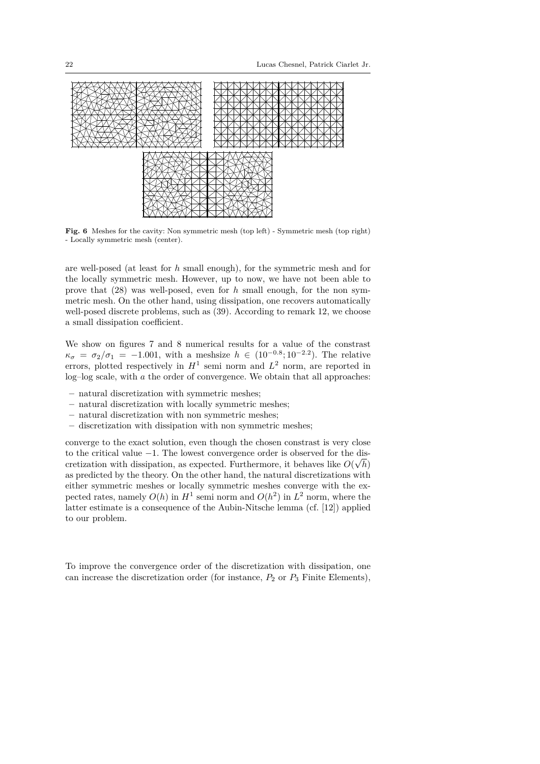**Fig. 6** Meshes for the cavity: Non symmetric mesh (top left) - Symmetric mesh (top right) - Locally symmetric mesh (center).

are well-posed (at least for $h$ small enough), for the symmetric mesh and for the locally symmetric mesh. However, up to now, we have not been able to prove that (28) was well-posed, even for $h$ small enough, for the non symmetric mesh. On the other hand, using dissipation, one recovers automatically well-posed discrete problems, such as (39). According to remark 12, we choose a small dissipation coefficient.

We show on figures 7 and 8 numerical results for a value of the constrast $\kappa_\sigma = \sigma_2/\sigma_1 = -1.001$, with a meshsize $h \in (10^{-0.8}; 10^{-2.2})$. The relative errors, plotted respectively in $H^1$ semi norm and $L^2$ norm, are reported in log–log scale, with $a$ the order of convergence. We obtain that all approaches:

- natural discretization with symmetric meshes;
- natural discretization with locally symmetric meshes;
- natural discretization with non symmetric meshes;
- discretization with dissipation with non symmetric meshes;

converge to the exact solution, even though the chosen constrast is very close to the critical value $-1$. The lowest convergence order is observed for the discretization with dissipation, as expected. Furthermore, it behaves like $O(\sqrt{h})$ as predicted by the theory. On the other hand, the natural discretizations with either symmetric meshes or locally symmetric meshes converge with the expected rates, namely $O(h)$ in $H^1$ semi norm and $O(h^2)$ in $L^2$ norm, where the latter estimate is a consequence of the Aubin-Nitsche lemma (cf. [12]) applied to our problem.

To improve the convergence order of the discretization with dissipation, one can increase the discretization order (for instance, $P_2$ or $P_3$ Finite Elements),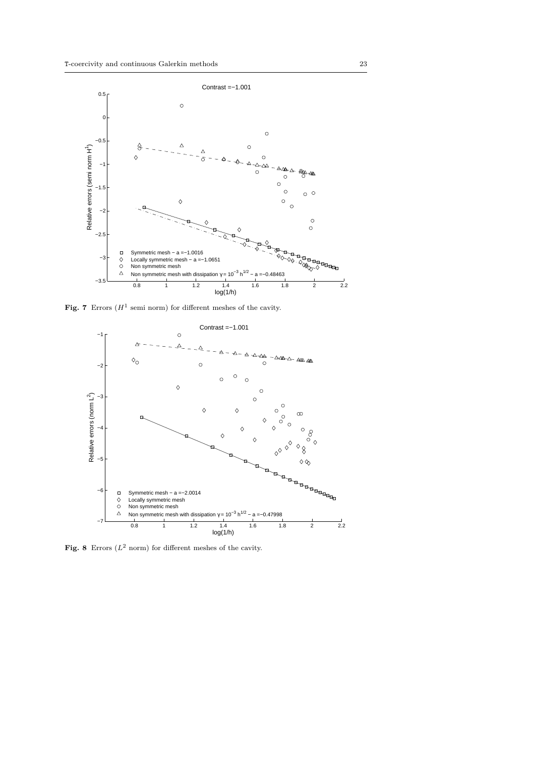Fig. 7 Errors ($H^1$ semi norm) for different meshes of the cavity.

Fig. 8 Errors ($L^2$ norm) for different meshes of the cavity.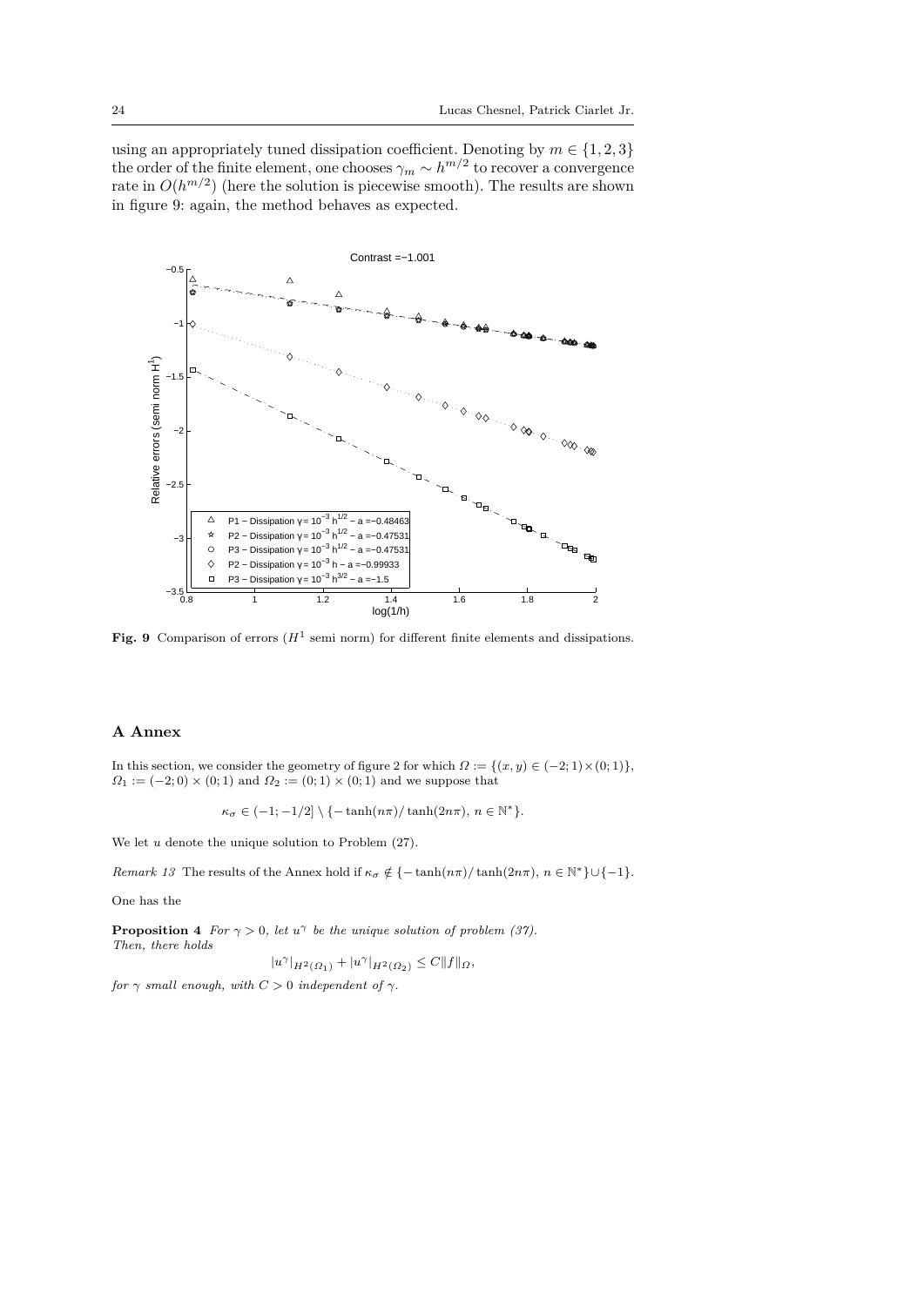using an appropriately tuned dissipation coefficient. Denoting by $m \in \{1,2,3\}$ the order of the finite element, one chooses $\gamma_m \sim h^{m/2}$ to recover a convergence rate in $O(h^{m/2})$ (here the solution is piecewise smooth). The results are shown in figure 9: again, the method behaves as expected.

**Fig. 9** Comparison of errors ($H^1$ semi norm) for different finite elements and dissipations.

## A Annex

In this section, we consider the geometry of figure 2 for which $\Omega := \{(x,y) \in (-2;1)\times(0;1)\}$, $\Omega_1 := (-2;0)\times(0;1)$ and $\Omega_2 := (0;1)\times(0;1)$ and we suppose that

$$\kappa_\sigma \in (-1;-1/2] \setminus \{-\tanh(n\pi)/\tanh(2n\pi),\, n \in \mathbb{N}^*\}.$$

We let $u$ denote the unique solution to Problem (27).

*Remark 13* The results of the Annex hold if $\kappa_\sigma \notin \{-\tanh(n\pi)/\tanh(2n\pi),\, n \in \mathbb{N}^*\} \cup \{-1\}$.

One has the

**Proposition 4** *For $\gamma > 0$, let $u^\gamma$ be the unique solution of problem (37). Then, there holds*

$$|u^\gamma|_{H^2(\Omega_1)} + |u^\gamma|_{H^2(\Omega_2)} \leq C\|f\|_\Omega,$$

*for $\gamma$ small enough, with $C > 0$ independent of $\gamma$.*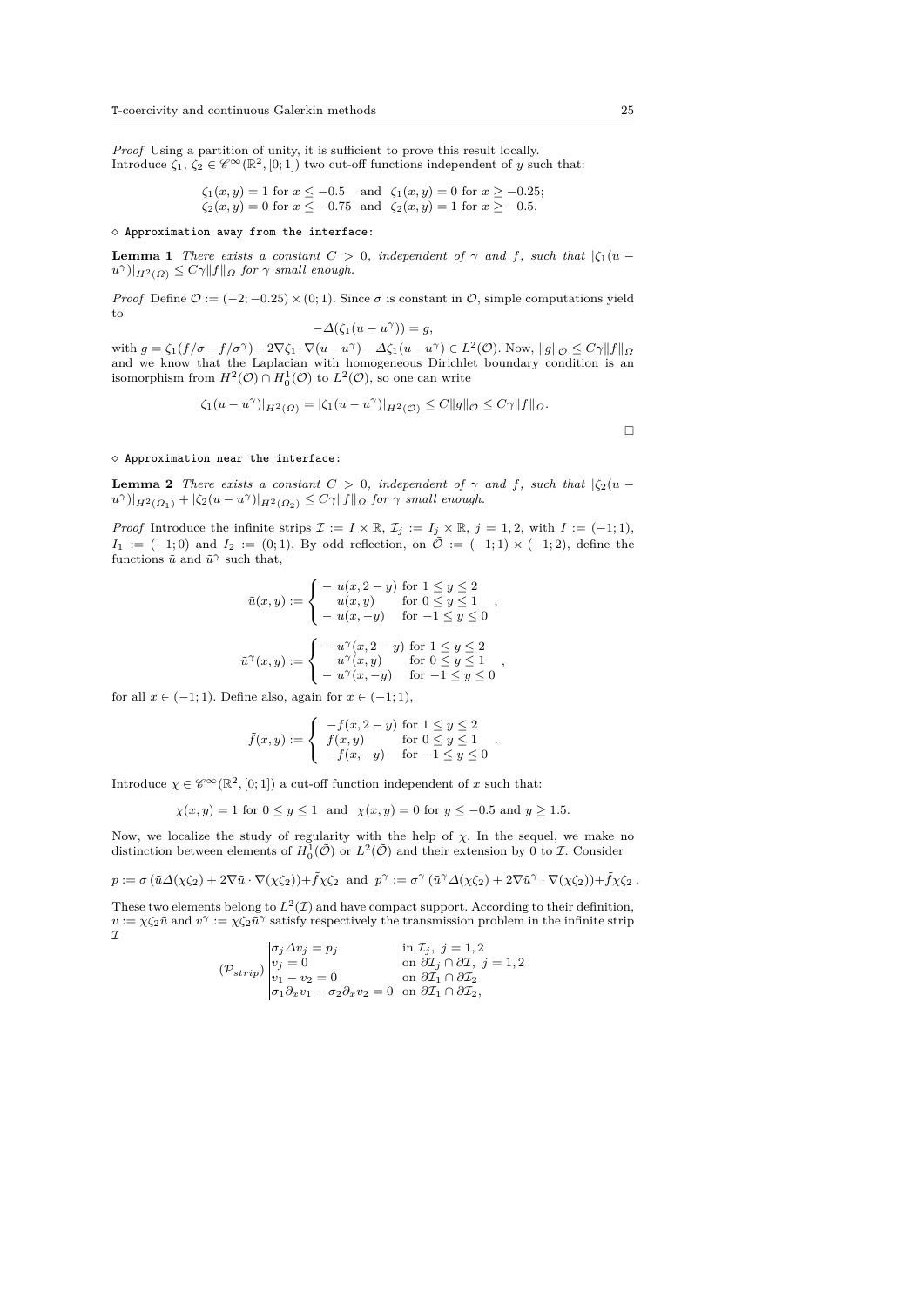*Proof* Using a partition of unity, it is sufficient to prove this result locally. Introduce $\zeta_1$, $\zeta_2 \in \mathscr{C}^\infty(\mathbb{R}^2, [0;1])$ two cut-off functions independent of $y$ such that:

$$\zeta_1(x,y) = 1 \text{ for } x \le -0.5 \quad \text{and} \quad \zeta_1(x,y) = 0 \text{ for } x \ge -0.25;$$
$$\zeta_2(x,y) = 0 \text{ for } x \le -0.75 \quad \text{and} \quad \zeta_2(x,y) = 1 \text{ for } x \ge -0.5.$$

◇ Approximation away from the interface:

**Lemma 1** *There exists a constant $C > 0$, independent of $\gamma$ and $f$, such that $|\zeta_1(u - u^\gamma)|_{H^2(\Omega)} \le C\gamma \|f\|_\Omega$ for $\gamma$ small enough.*

*Proof* Define $\mathcal{O} := (-2; -0.25) \times (0; 1)$. Since $\sigma$ is constant in $\mathcal{O}$, simple computations yield to

$$-\Delta(\zeta_1(u - u^\gamma)) = g,$$

with $g = \zeta_1(f/\sigma - f/\sigma^\gamma) - 2\nabla\zeta_1 \cdot \nabla(u - u^\gamma) - \Delta\zeta_1(u - u^\gamma) \in L^2(\mathcal{O})$. Now, $\|g\|_\mathcal{O} \le C\gamma\|f\|_\Omega$ and we know that the Laplacian with homogeneous Dirichlet boundary condition is an isomorphism from $H^2(\mathcal{O}) \cap H^1_0(\mathcal{O})$ to $L^2(\mathcal{O})$, so one can write

$$|\zeta_1(u - u^\gamma)|_{H^2(\Omega)} = |\zeta_1(u - u^\gamma)|_{H^2(\mathcal{O})} \le C\|g\|_\mathcal{O} \le C\gamma\|f\|_\Omega.$$

□

◇ Approximation near the interface:

**Lemma 2** *There exists a constant $C > 0$, independent of $\gamma$ and $f$, such that $|\zeta_2(u - u^\gamma)|_{H^2(\Omega_1)} + |\zeta_2(u - u^\gamma)|_{H^2(\Omega_2)} \le C\gamma\|f\|_\Omega$ for $\gamma$ small enough.*

*Proof* Introduce the infinite strips $\mathcal{I} := I \times \mathbb{R}$, $\mathcal{I}_j := I_j \times \mathbb{R}$, $j = 1, 2$, with $I := (-1; 1)$, $I_1 := (-1; 0)$ and $I_2 := (0; 1)$. By odd reflection, on $\tilde{\mathcal{O}} := (-1; 1) \times (-1; 2)$, define the functions $\tilde{u}$ and $\tilde{u}^\gamma$ such that,

$$\tilde{u}(x,y) := \begin{cases} -\ u(x, 2-y) & \text{for } 1 \le y \le 2 \\ \quad u(x,y) & \text{for } 0 \le y \le 1 \\ -\ u(x, -y) & \text{for } -1 \le y \le 0 \end{cases},$$

$$\tilde{u}^\gamma(x,y) := \begin{cases} -\ u^\gamma(x, 2-y) & \text{for } 1 \le y \le 2 \\ \quad u^\gamma(x,y) & \text{for } 0 \le y \le 1 \\ -\ u^\gamma(x, -y) & \text{for } -1 \le y \le 0 \end{cases},$$

for all $x \in (-1; 1)$. Define also, again for $x \in (-1; 1)$,

$$\tilde{f}(x,y) := \begin{cases} -f(x, 2-y) & \text{for } 1 \le y \le 2 \\ f(x,y) & \text{for } 0 \le y \le 1 \\ -f(x, -y) & \text{for } -1 \le y \le 0 \end{cases}.$$

Introduce $\chi \in \mathscr{C}^\infty(\mathbb{R}^2, [0;1])$ a cut-off function independent of $x$ such that:

$$\chi(x,y) = 1 \text{ for } 0 \le y \le 1 \quad \text{and} \quad \chi(x,y) = 0 \text{ for } y \le -0.5 \text{ and } y \ge 1.5.$$

Now, we localize the study of regularity with the help of $\chi$. In the sequel, we make no distinction between elements of $H^1_0(\tilde{\mathcal{O}})$ or $L^2(\tilde{\mathcal{O}})$ and their extension by 0 to $\mathcal{I}$. Consider

$$p := \sigma\left(\tilde{u}\Delta(\chi\zeta_2) + 2\nabla\tilde{u} \cdot \nabla(\chi\zeta_2)\right) + \tilde{f}\chi\zeta_2 \ \text{ and } \ p^\gamma := \sigma^\gamma\left(\tilde{u}^\gamma\Delta(\chi\zeta_2) + 2\nabla\tilde{u}^\gamma \cdot \nabla(\chi\zeta_2)\right) + \tilde{f}\chi\zeta_2\,.$$

These two elements belong to $L^2(\mathcal{I})$ and have compact support. According to their definition, $v := \chi\zeta_2\tilde{u}$ and $v^\gamma := \chi\zeta_2\tilde{u}^\gamma$ satisfy respectively the transmission problem in the infinite strip $\mathcal{I}$

$$(\mathcal{P}_{strip}) \begin{vmatrix} \sigma_j\Delta v_j = p_j & \text{in } \mathcal{I}_j,\ j = 1, 2 \\ v_j = 0 & \text{on } \partial\mathcal{I}_j \cap \partial\mathcal{I},\ j = 1, 2 \\ v_1 - v_2 = 0 & \text{on } \partial\mathcal{I}_1 \cap \partial\mathcal{I}_2 \\ \sigma_1\partial_x v_1 - \sigma_2\partial_x v_2 = 0 & \text{on } \partial\mathcal{I}_1 \cap \partial\mathcal{I}_2, \end{vmatrix}$$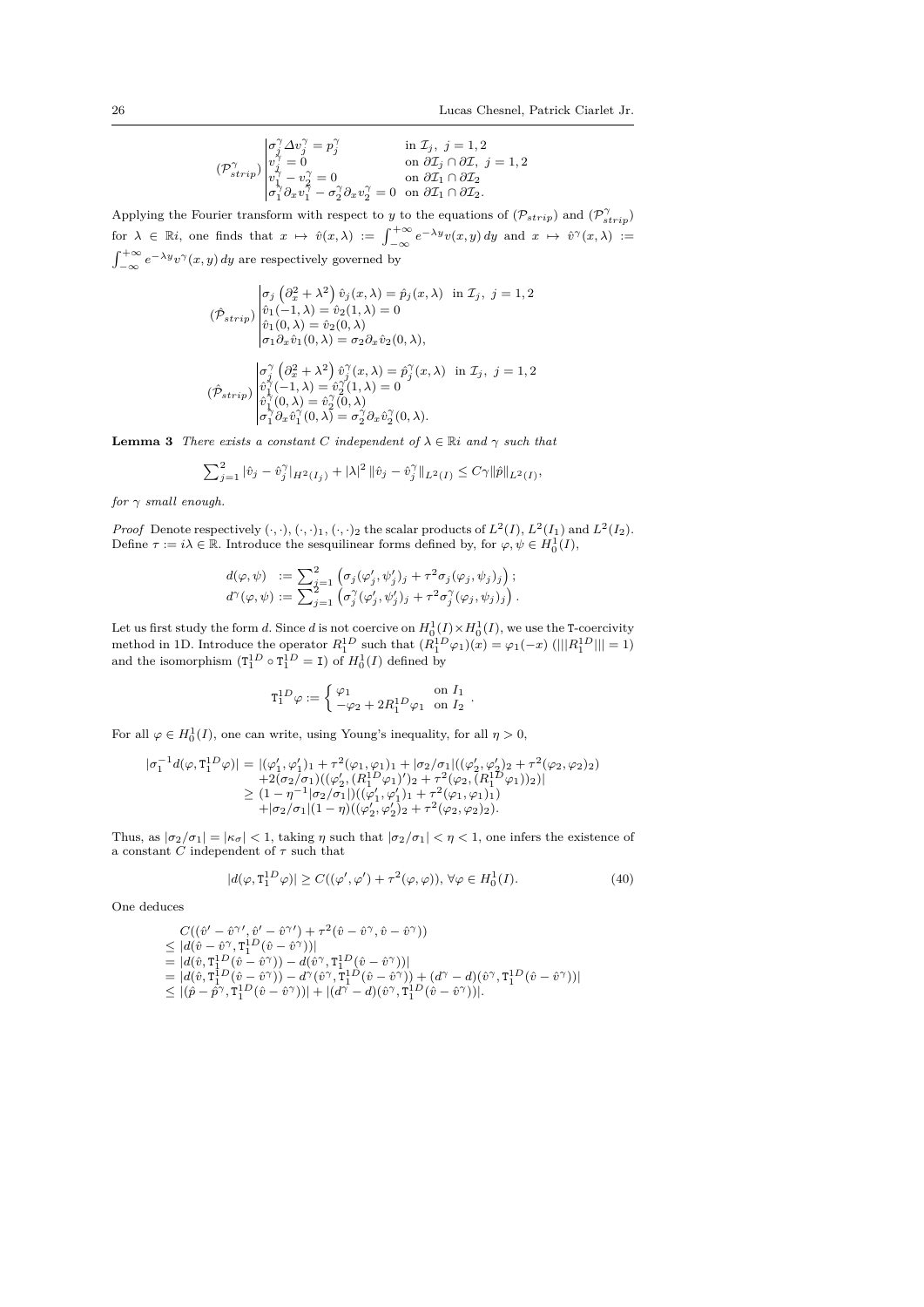$$
(\mathcal{P}^{\gamma}_{strip})\left|\begin{array}{ll}
\sigma^{\gamma}_j \Delta v^{\gamma}_j = p^{\gamma}_j & \text{in } \mathcal{I}_j,\ j=1,2\\
v^{\gamma}_j = 0 & \text{on } \partial\mathcal{I}_j \cap \partial\mathcal{I},\ j=1,2\\
v^{\gamma}_1 - v^{\gamma}_2 = 0 & \text{on } \partial\mathcal{I}_1 \cap \partial\mathcal{I}_2\\
\sigma^{\gamma}_1 \partial_x v^{\gamma}_1 - \sigma^{\gamma}_2 \partial_x v^{\gamma}_2 = 0 & \text{on } \partial\mathcal{I}_1 \cap \partial\mathcal{I}_2.
\end{array}\right.
$$

Applying the Fourier transform with respect to $y$ to the equations of $(\mathcal{P}_{strip})$ and $(\mathcal{P}^{\gamma}_{strip})$ for $\lambda \in \mathbb{R}i$, one finds that $x \mapsto \hat{v}(x,\lambda) := \int_{-\infty}^{+\infty} e^{-\lambda y} v(x,y)\,dy$ and $x \mapsto \hat{v}^{\gamma}(x,\lambda) := \int_{-\infty}^{+\infty} e^{-\lambda y} v^{\gamma}(x,y)\,dy$ are respectively governed by

$$
(\hat{\mathcal{P}}_{strip})\left|\begin{array}{ll}
\sigma_j\left(\partial_x^2 + \lambda^2\right)\hat{v}_j(x,\lambda) = \hat{p}_j(x,\lambda) & \text{in } \mathcal{I}_j,\ j=1,2\\
\hat{v}_1(-1,\lambda) = \hat{v}_2(1,\lambda) = 0 & \\
\hat{v}_1(0,\lambda) = \hat{v}_2(0,\lambda) & \\
\sigma_1 \partial_x \hat{v}_1(0,\lambda) = \sigma_2 \partial_x \hat{v}_2(0,\lambda), &
\end{array}\right.
$$

$$
(\hat{\mathcal{P}}_{strip})\left|\begin{array}{ll}
\sigma^{\gamma}_j\left(\partial_x^2 + \lambda^2\right)\hat{v}^{\gamma}_j(x,\lambda) = \hat{p}^{\gamma}_j(x,\lambda) & \text{in } \mathcal{I}_j,\ j=1,2\\
\hat{v}^{\gamma}_1(-1,\lambda) = \hat{v}^{\gamma}_2(1,\lambda) = 0 & \\
\hat{v}^{\gamma}_1(0,\lambda) = \hat{v}^{\gamma}_2(0,\lambda) & \\
\sigma^{\gamma}_1 \partial_x \hat{v}^{\gamma}_1(0,\lambda) = \sigma^{\gamma}_2 \partial_x \hat{v}^{\gamma}_2(0,\lambda). &
\end{array}\right.
$$

**Lemma 3** *There exists a constant $C$ independent of $\lambda \in \mathbb{R}i$ and $\gamma$ such that*

$$
\textstyle\sum_{j=1}^{2} |\hat{v}_j - \hat{v}^{\gamma}_j|_{H^2(I_j)} + |\lambda|^2\, \|\hat{v}_j - \hat{v}^{\gamma}_j\|_{L^2(I)} \le C\gamma \|\hat{p}\|_{L^2(I)},
$$

*for $\gamma$ small enough.*

*Proof* Denote respectively $(\cdot,\cdot)$, $(\cdot,\cdot)_1$, $(\cdot,\cdot)_2$ the scalar products of $L^2(I)$, $L^2(I_1)$ and $L^2(I_2)$. Define $\tau := i\lambda \in \mathbb{R}$. Introduce the sesquilinear forms defined by, for $\varphi,\psi \in H^1_0(I)$,

$$
\begin{array}{ll}
d(\varphi,\psi) & := \sum_{j=1}^{2}\left(\sigma_j(\varphi'_j,\psi'_j)_j + \tau^2\sigma_j(\varphi_j,\psi_j)_j\right);\\
d^{\gamma}(\varphi,\psi) & := \sum_{j=1}^{2}\left(\sigma^{\gamma}_j(\varphi'_j,\psi'_j)_j + \tau^2\sigma^{\gamma}_j(\varphi_j,\psi_j)_j\right).
\end{array}
$$

Let us first study the form $d$. Since $d$ is not coercive on $H^1_0(I)\times H^1_0(I)$, we use the T-coercivity method in 1D. Introduce the operator $R^{1D}_1$ such that $(R^{1D}_1\varphi_1)(x) = \varphi_1(-x)$ ($|||R^{1D}_1||| = 1$) and the isomorphism ($\mathtt{T}^{1D}_1 \circ \mathtt{T}^{1D}_1 = \mathtt{I}$) of $H^1_0(I)$ defined by

$$
\mathtt{T}^{1D}_1\varphi := \begin{cases} \varphi_1 & \text{on } I_1\\ -\varphi_2 + 2R^{1D}_1\varphi_1 & \text{on } I_2 \end{cases}.
$$

For all $\varphi \in H^1_0(I)$, one can write, using Young's inequality, for all $\eta > 0$,

$$
\begin{array}{rl}
|\sigma_1^{-1} d(\varphi, \mathtt{T}^{1D}_1\varphi)| = & |(\varphi'_1,\varphi'_1)_1 + \tau^2(\varphi_1,\varphi_1)_1 + |\sigma_2/\sigma_1|((\varphi'_2,\varphi'_2)_2 + \tau^2(\varphi_2,\varphi_2)_2)\\
& +2(\sigma_2/\sigma_1)((\varphi'_2,(R^{1D}_1\varphi_1)')_2 + \tau^2(\varphi_2,(R^{1D}_1\varphi_1))_2)|\\
\ge & (1-\eta^{-1}|\sigma_2/\sigma_1|)((\varphi'_1,\varphi'_1)_1 + \tau^2(\varphi_1,\varphi_1)_1)\\
& +|\sigma_2/\sigma_1|(1-\eta)((\varphi'_2,\varphi'_2)_2 + \tau^2(\varphi_2,\varphi_2)_2).
\end{array}
$$

Thus, as $|\sigma_2/\sigma_1| = |\kappa_\sigma| < 1$, taking $\eta$ such that $|\sigma_2/\sigma_1| < \eta < 1$, one infers the existence of a constant $C$ independent of $\tau$ such that

$$
|d(\varphi, \mathtt{T}^{1D}_1\varphi)| \ge C((\varphi',\varphi') + \tau^2(\varphi,\varphi)),\ \forall \varphi \in H^1_0(I). \tag{40}
$$

One deduces

$$
\begin{array}{l}
C((\hat{v}' - \hat{v}^{\gamma\prime}, \hat{v}' - \hat{v}^{\gamma\prime}) + \tau^2(\hat{v} - \hat{v}^{\gamma}, \hat{v} - \hat{v}^{\gamma}))\\
\le |d(\hat{v} - \hat{v}^{\gamma}, \mathtt{T}^{1D}_1(\hat{v} - \hat{v}^{\gamma}))|\\
= |d(\hat{v}, \mathtt{T}^{1D}_1(\hat{v} - \hat{v}^{\gamma})) - d(\hat{v}^{\gamma}, \mathtt{T}^{1D}_1(\hat{v} - \hat{v}^{\gamma}))|\\
= |d(\hat{v}, \mathtt{T}^{1D}_1(\hat{v} - \hat{v}^{\gamma})) - d^{\gamma}(\hat{v}^{\gamma}, \mathtt{T}^{1D}_1(\hat{v} - \hat{v}^{\gamma})) + (d^{\gamma} - d)(\hat{v}^{\gamma}, \mathtt{T}^{1D}_1(\hat{v} - \hat{v}^{\gamma}))|\\
\le |(\hat{p} - \hat{p}^{\gamma}, \mathtt{T}^{1D}_1(\hat{v} - \hat{v}^{\gamma}))| + |(d^{\gamma} - d)(\hat{v}^{\gamma}, \mathtt{T}^{1D}_1(\hat{v} - \hat{v}^{\gamma}))|.
\end{array}
$$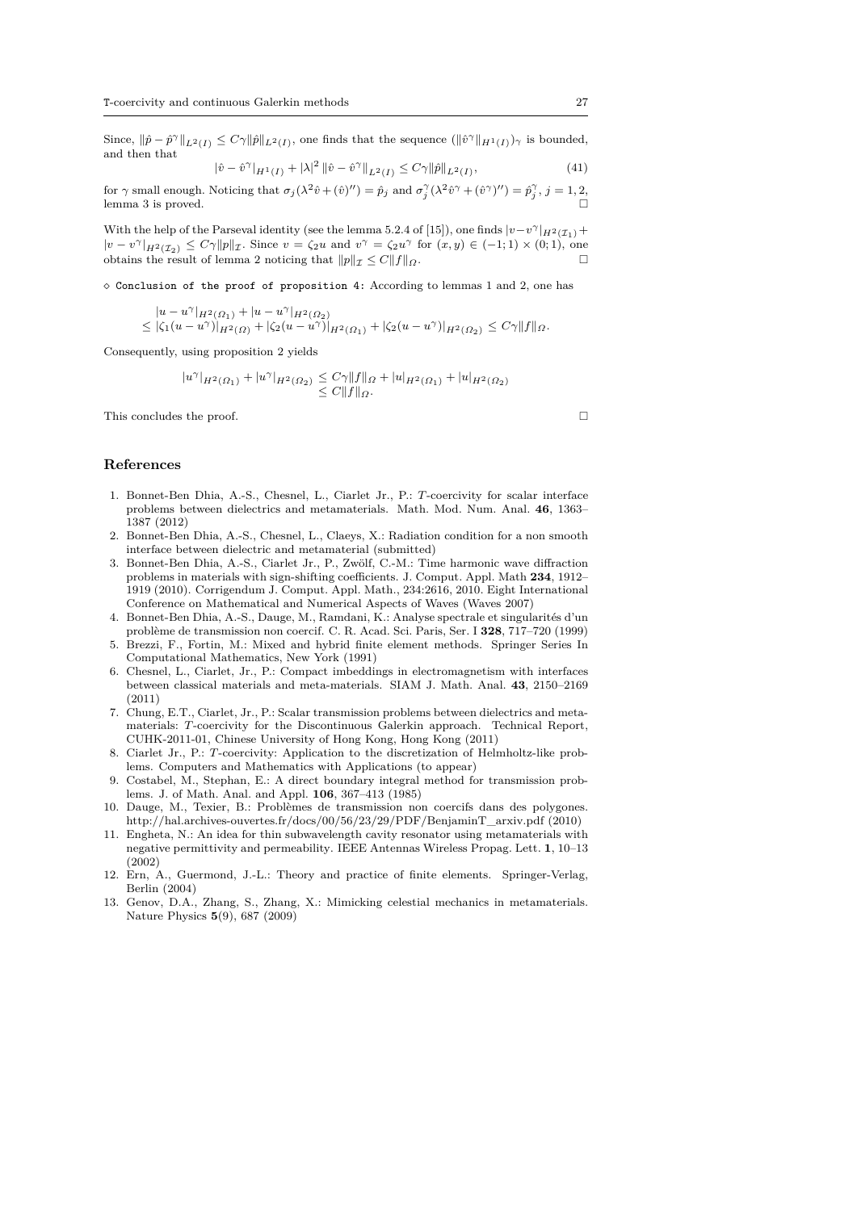Since, $\|\hat{p} - \hat{p}^\gamma\|_{L^2(I)} \le C\gamma \|\hat{p}\|_{L^2(I)}$, one finds that the sequence $(\|\hat{v}^\gamma\|_{H^1(I)})_\gamma$ is bounded, and then that

$$|\hat{v} - \hat{v}^\gamma|_{H^1(I)} + |\lambda|^2 \, \|\hat{v} - \hat{v}^\gamma\|_{L^2(I)} \le C\gamma \|\hat{p}\|_{L^2(I)}, \tag{41}$$

for $\gamma$ small enough. Noticing that $\sigma_j(\lambda^2 \hat{v} + (\hat{v})'') = \hat{p}_j$ and $\sigma_j^\gamma(\lambda^2 \hat{v}^\gamma + (\hat{v}^\gamma)'') = \hat{p}_j^\gamma$, $j = 1, 2$, lemma 3 is proved. □

With the help of the Parseval identity (see the lemma 5.2.4 of [15]), one finds $|v - v^\gamma|_{H^2(\mathcal{I}_1)} + |v - v^\gamma|_{H^2(\mathcal{I}_2)} \le C\gamma \|p\|_{\mathcal{I}}$. Since $v = \zeta_2 u$ and $v^\gamma = \zeta_2 u^\gamma$ for $(x, y) \in (-1; 1) \times (0; 1)$, one obtains the result of lemma 2 noticing that $\|p\|_{\mathcal{I}} \le C\|f\|_\Omega$. □

⋄ `Conclusion of the proof of proposition 4:` According to lemmas 1 and 2, one has

$$\begin{aligned}
&|u - u^\gamma|_{H^2(\Omega_1)} + |u - u^\gamma|_{H^2(\Omega_2)} \\
&\le |\zeta_1(u - u^\gamma)|_{H^2(\Omega)} + |\zeta_2(u - u^\gamma)|_{H^2(\Omega_1)} + |\zeta_2(u - u^\gamma)|_{H^2(\Omega_2)} \le C\gamma \|f\|_\Omega.
\end{aligned}$$

Consequently, using proposition 2 yields

$$\begin{aligned}
|u^\gamma|_{H^2(\Omega_1)} + |u^\gamma|_{H^2(\Omega_2)} &\le C\gamma \|f\|_\Omega + |u|_{H^2(\Omega_1)} + |u|_{H^2(\Omega_2)} \\
&\le C\|f\|_\Omega.
\end{aligned}$$

This concludes the proof. □

## References

1. Bonnet-Ben Dhia, A.-S., Chesnel, L., Ciarlet Jr., P.: *T*-coercivity for scalar interface problems between dielectrics and metamaterials. Math. Mod. Num. Anal. **46**, 1363–1387 (2012)
2. Bonnet-Ben Dhia, A.-S., Chesnel, L., Claeys, X.: Radiation condition for a non smooth interface between dielectric and metamaterial (submitted)
3. Bonnet-Ben Dhia, A.-S., Ciarlet Jr., P., Zwölf, C.-M.: Time harmonic wave diffraction problems in materials with sign-shifting coefficients. J. Comput. Appl. Math **234**, 1912–1919 (2010). Corrigendum J. Comput. Appl. Math., 234:2616, 2010. Eight International Conference on Mathematical and Numerical Aspects of Waves (Waves 2007)
4. Bonnet-Ben Dhia, A.-S., Dauge, M., Ramdani, K.: Analyse spectrale et singularités d'un problème de transmission non coercif. C. R. Acad. Sci. Paris, Ser. I **328**, 717–720 (1999)
5. Brezzi, F., Fortin, M.: Mixed and hybrid finite element methods. Springer Series In Computational Mathematics, New York (1991)
6. Chesnel, L., Ciarlet, Jr., P.: Compact imbeddings in electromagnetism with interfaces between classical materials and meta-materials. SIAM J. Math. Anal. **43**, 2150–2169 (2011)
7. Chung, E.T., Ciarlet, Jr., P.: Scalar transmission problems between dielectrics and metamaterials: *T*-coercivity for the Discontinuous Galerkin approach. Technical Report, CUHK-2011-01, Chinese University of Hong Kong, Hong Kong (2011)
8. Ciarlet Jr., P.: *T*-coercivity: Application to the discretization of Helmholtz-like problems. Computers and Mathematics with Applications (to appear)
9. Costabel, M., Stephan, E.: A direct boundary integral method for transmission problems. J. of Math. Anal. and Appl. **106**, 367–413 (1985)
10. Dauge, M., Texier, B.: Problèmes de transmission non coercifs dans des polygones. http://hal.archives-ouvertes.fr/docs/00/56/23/29/PDF/BenjaminT_arxiv.pdf (2010)
11. Engheta, N.: An idea for thin subwavelength cavity resonator using metamaterials with negative permittivity and permeability. IEEE Antennas Wireless Propag. Lett. **1**, 10–13 (2002)
12. Ern, A., Guermond, J.-L.: Theory and practice of finite elements. Springer-Verlag, Berlin (2004)
13. Genov, D.A., Zhang, S., Zhang, X.: Mimicking celestial mechanics in metamaterials. Nature Physics **5**(9), 687 (2009)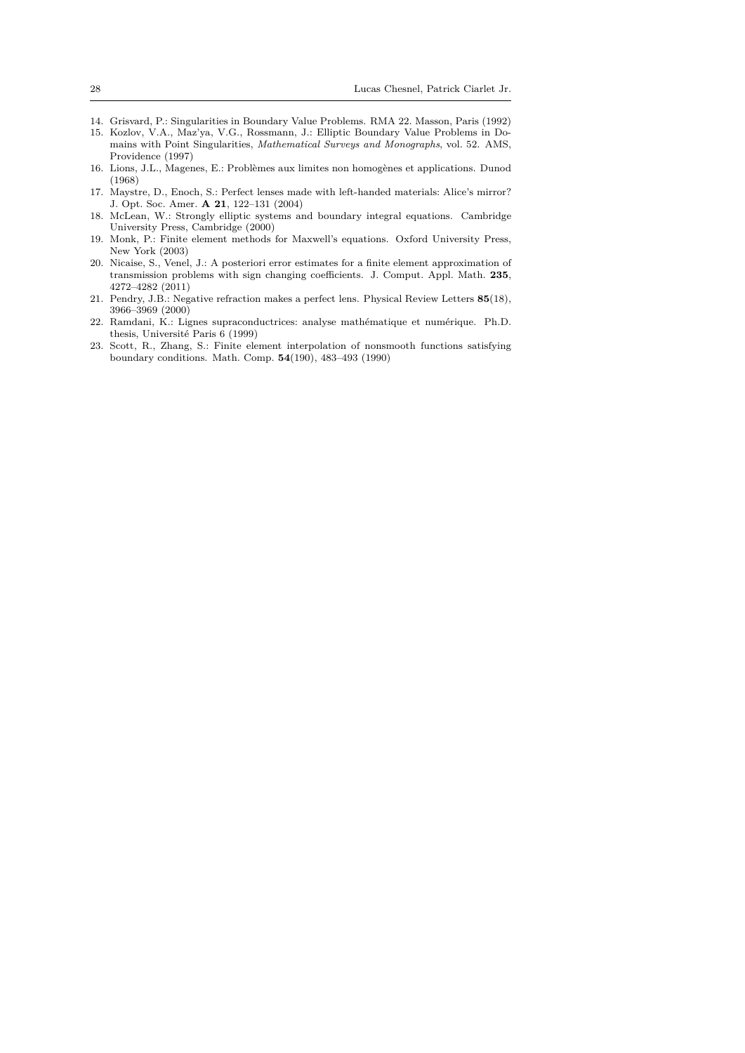14. Grisvard, P.: Singularities in Boundary Value Problems. RMA 22. Masson, Paris (1992)
15. Kozlov, V.A., Maz'ya, V.G., Rossmann, J.: Elliptic Boundary Value Problems in Domains with Point Singularities, *Mathematical Surveys and Monographs*, vol. 52. AMS, Providence (1997)
16. Lions, J.L., Magenes, E.: Problèmes aux limites non homogènes et applications. Dunod (1968)
17. Maystre, D., Enoch, S.: Perfect lenses made with left-handed materials: Alice's mirror? J. Opt. Soc. Amer. **A 21**, 122–131 (2004)
18. McLean, W.: Strongly elliptic systems and boundary integral equations. Cambridge University Press, Cambridge (2000)
19. Monk, P.: Finite element methods for Maxwell's equations. Oxford University Press, New York (2003)
20. Nicaise, S., Venel, J.: A posteriori error estimates for a finite element approximation of transmission problems with sign changing coefficients. J. Comput. Appl. Math. **235**, 4272–4282 (2011)
21. Pendry, J.B.: Negative refraction makes a perfect lens. Physical Review Letters **85**(18), 3966–3969 (2000)
22. Ramdani, K.: Lignes supraconductrices: analyse mathématique et numérique. Ph.D. thesis, Université Paris 6 (1999)
23. Scott, R., Zhang, S.: Finite element interpolation of nonsmooth functions satisfying boundary conditions. Math. Comp. **54**(190), 483–493 (1990)